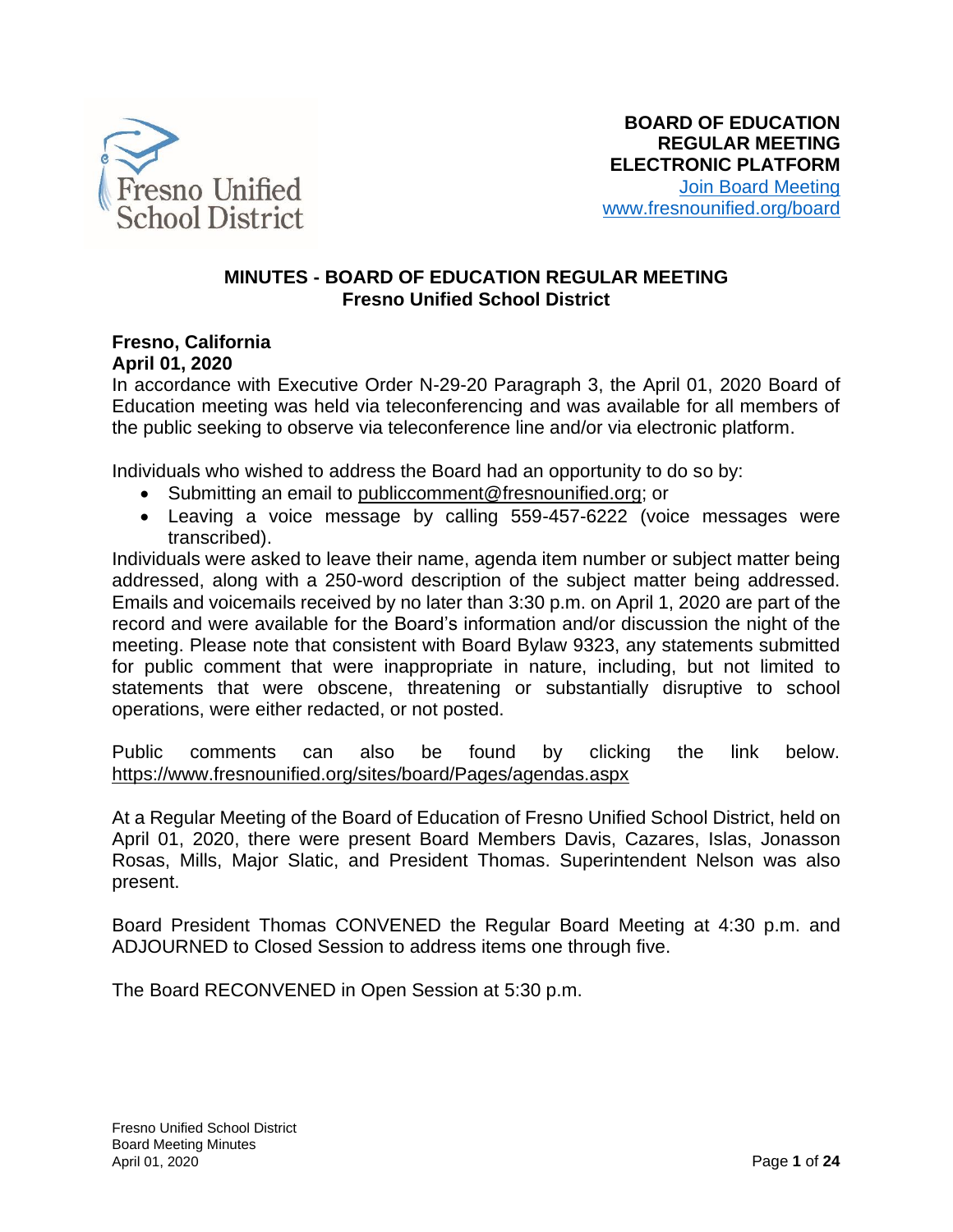Fresno Unified School District

**BOARD OF EDUCATION**
**REGULAR MEETING**
**ELECTRONIC PLATFORM**
Join Board Meeting
www.fresnounified.org/board

## MINUTES - BOARD OF EDUCATION REGULAR MEETING
## Fresno Unified School District

**Fresno, California**
**April 01, 2020**

In accordance with Executive Order N-29-20 Paragraph 3, the April 01, 2020 Board of Education meeting was held via teleconferencing and was available for all members of the public seeking to observe via teleconference line and/or via electronic platform.

Individuals who wished to address the Board had an opportunity to do so by:

- Submitting an email to publiccomment@fresnounified.org; or
- Leaving a voice message by calling 559-457-6222 (voice messages were transcribed).

Individuals were asked to leave their name, agenda item number or subject matter being addressed, along with a 250-word description of the subject matter being addressed. Emails and voicemails received by no later than 3:30 p.m. on April 1, 2020 are part of the record and were available for the Board's information and/or discussion the night of the meeting. Please note that consistent with Board Bylaw 9323, any statements submitted for public comment that were inappropriate in nature, including, but not limited to statements that were obscene, threatening or substantially disruptive to school operations, were either redacted, or not posted.

Public comments can also be found by clicking the link below. https://www.fresnounified.org/sites/board/Pages/agendas.aspx

At a Regular Meeting of the Board of Education of Fresno Unified School District, held on April 01, 2020, there were present Board Members Davis, Cazares, Islas, Jonasson Rosas, Mills, Major Slatic, and President Thomas. Superintendent Nelson was also present.

Board President Thomas CONVENED the Regular Board Meeting at 4:30 p.m. and ADJOURNED to Closed Session to address items one through five.

The Board RECONVENED in Open Session at 5:30 p.m.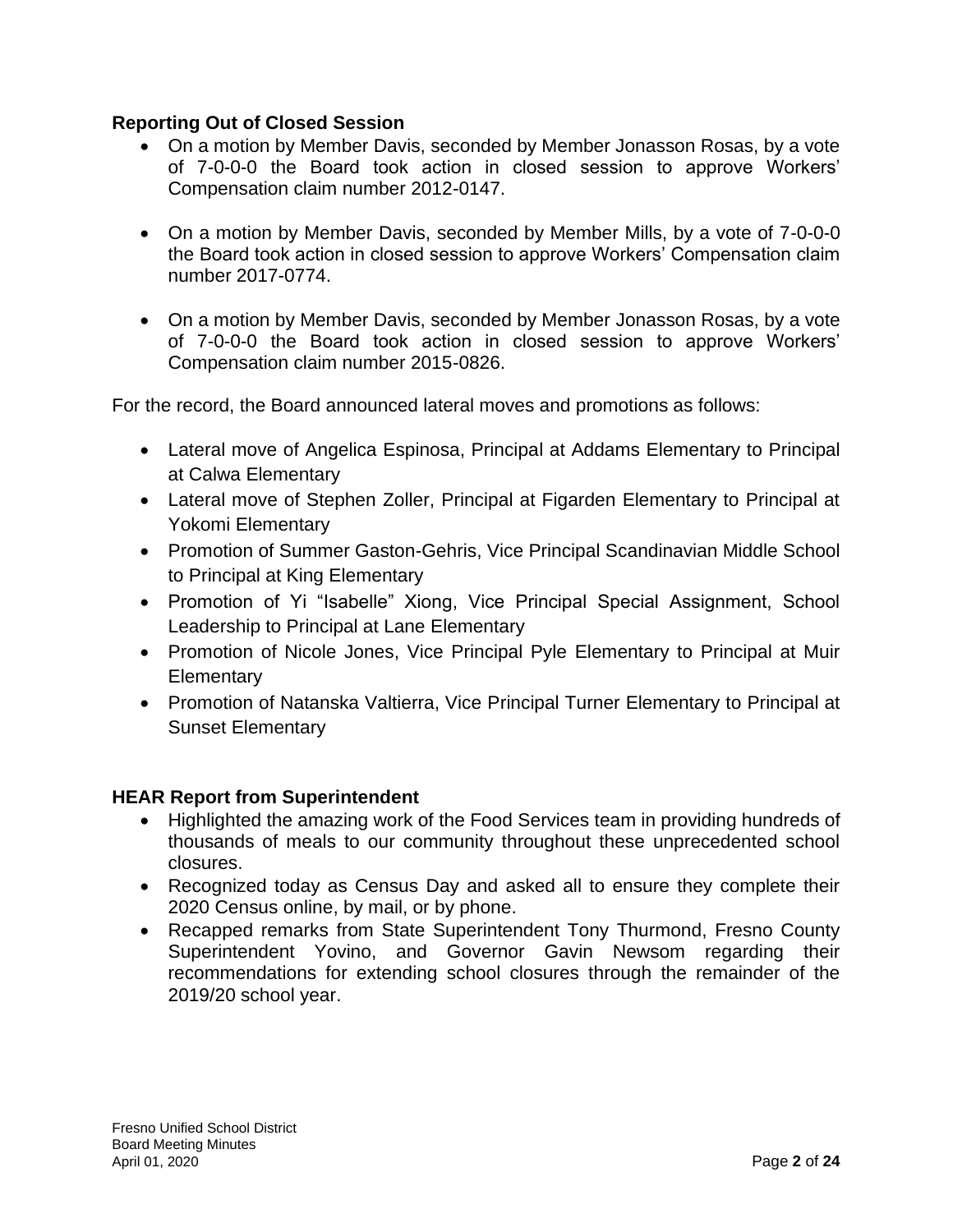**Reporting Out of Closed Session**

- On a motion by Member Davis, seconded by Member Jonasson Rosas, by a vote of 7-0-0-0 the Board took action in closed session to approve Workers' Compensation claim number 2012-0147.

- On a motion by Member Davis, seconded by Member Mills, by a vote of 7-0-0-0 the Board took action in closed session to approve Workers' Compensation claim number 2017-0774.

- On a motion by Member Davis, seconded by Member Jonasson Rosas, by a vote of 7-0-0-0 the Board took action in closed session to approve Workers' Compensation claim number 2015-0826.

For the record, the Board announced lateral moves and promotions as follows:

- Lateral move of Angelica Espinosa, Principal at Addams Elementary to Principal at Calwa Elementary
- Lateral move of Stephen Zoller, Principal at Figarden Elementary to Principal at Yokomi Elementary
- Promotion of Summer Gaston-Gehris, Vice Principal Scandinavian Middle School to Principal at King Elementary
- Promotion of Yi "Isabelle" Xiong, Vice Principal Special Assignment, School Leadership to Principal at Lane Elementary
- Promotion of Nicole Jones, Vice Principal Pyle Elementary to Principal at Muir Elementary
- Promotion of Natanska Valtierra, Vice Principal Turner Elementary to Principal at Sunset Elementary

**HEAR Report from Superintendent**

- Highlighted the amazing work of the Food Services team in providing hundreds of thousands of meals to our community throughout these unprecedented school closures.
- Recognized today as Census Day and asked all to ensure they complete their 2020 Census online, by mail, or by phone.
- Recapped remarks from State Superintendent Tony Thurmond, Fresno County Superintendent Yovino, and Governor Gavin Newsom regarding their recommendations for extending school closures through the remainder of the 2019/20 school year.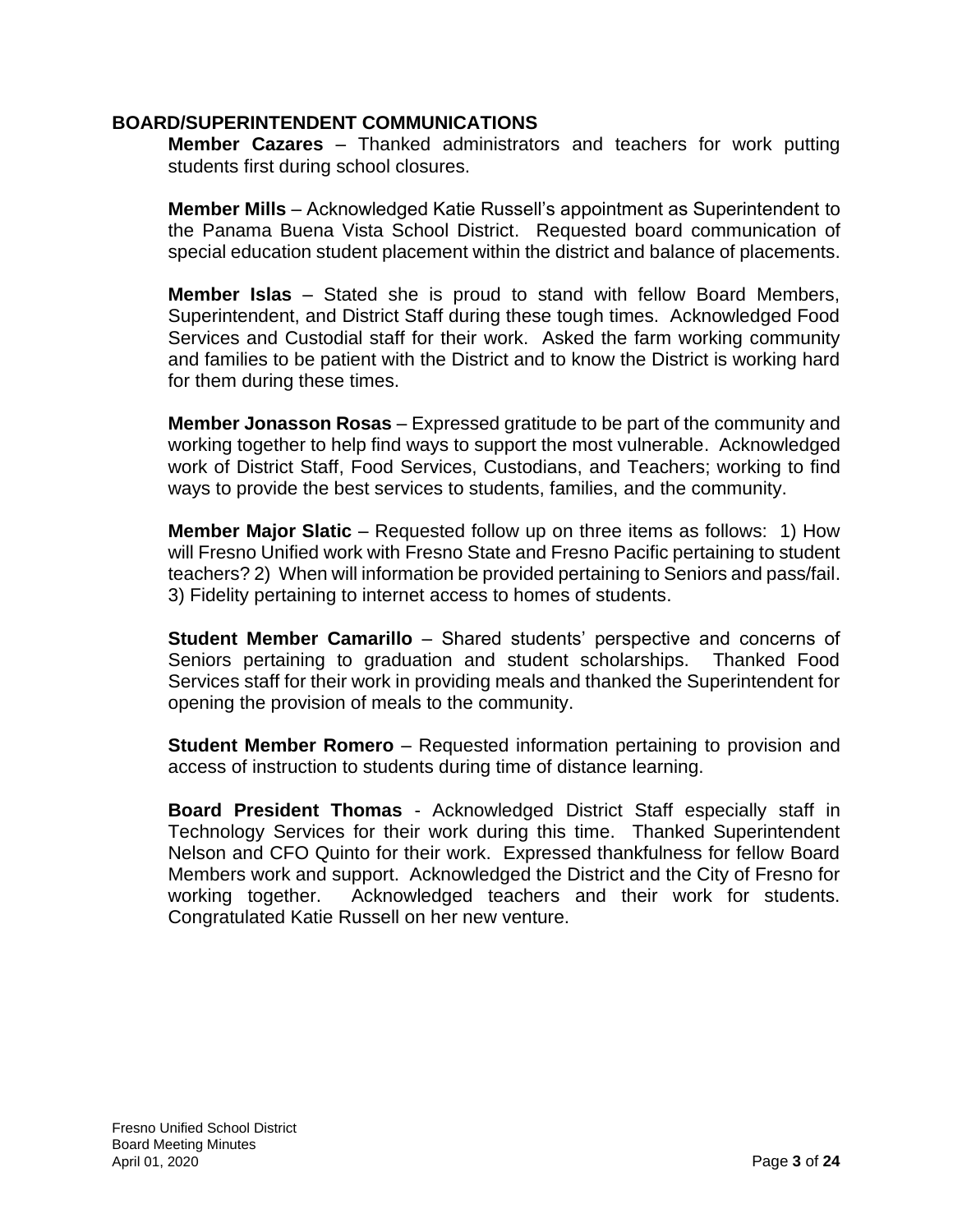## BOARD/SUPERINTENDENT COMMUNICATIONS

**Member Cazares** – Thanked administrators and teachers for work putting students first during school closures.

**Member Mills** – Acknowledged Katie Russell's appointment as Superintendent to the Panama Buena Vista School District. Requested board communication of special education student placement within the district and balance of placements.

**Member Islas** – Stated she is proud to stand with fellow Board Members, Superintendent, and District Staff during these tough times. Acknowledged Food Services and Custodial staff for their work. Asked the farm working community and families to be patient with the District and to know the District is working hard for them during these times.

**Member Jonasson Rosas** – Expressed gratitude to be part of the community and working together to help find ways to support the most vulnerable. Acknowledged work of District Staff, Food Services, Custodians, and Teachers; working to find ways to provide the best services to students, families, and the community.

**Member Major Slatic** – Requested follow up on three items as follows: 1) How will Fresno Unified work with Fresno State and Fresno Pacific pertaining to student teachers? 2) When will information be provided pertaining to Seniors and pass/fail. 3) Fidelity pertaining to internet access to homes of students.

**Student Member Camarillo** – Shared students' perspective and concerns of Seniors pertaining to graduation and student scholarships. Thanked Food Services staff for their work in providing meals and thanked the Superintendent for opening the provision of meals to the community.

**Student Member Romero** – Requested information pertaining to provision and access of instruction to students during time of distance learning.

**Board President Thomas** - Acknowledged District Staff especially staff in Technology Services for their work during this time. Thanked Superintendent Nelson and CFO Quinto for their work. Expressed thankfulness for fellow Board Members work and support. Acknowledged the District and the City of Fresno for working together. Acknowledged teachers and their work for students. Congratulated Katie Russell on her new venture.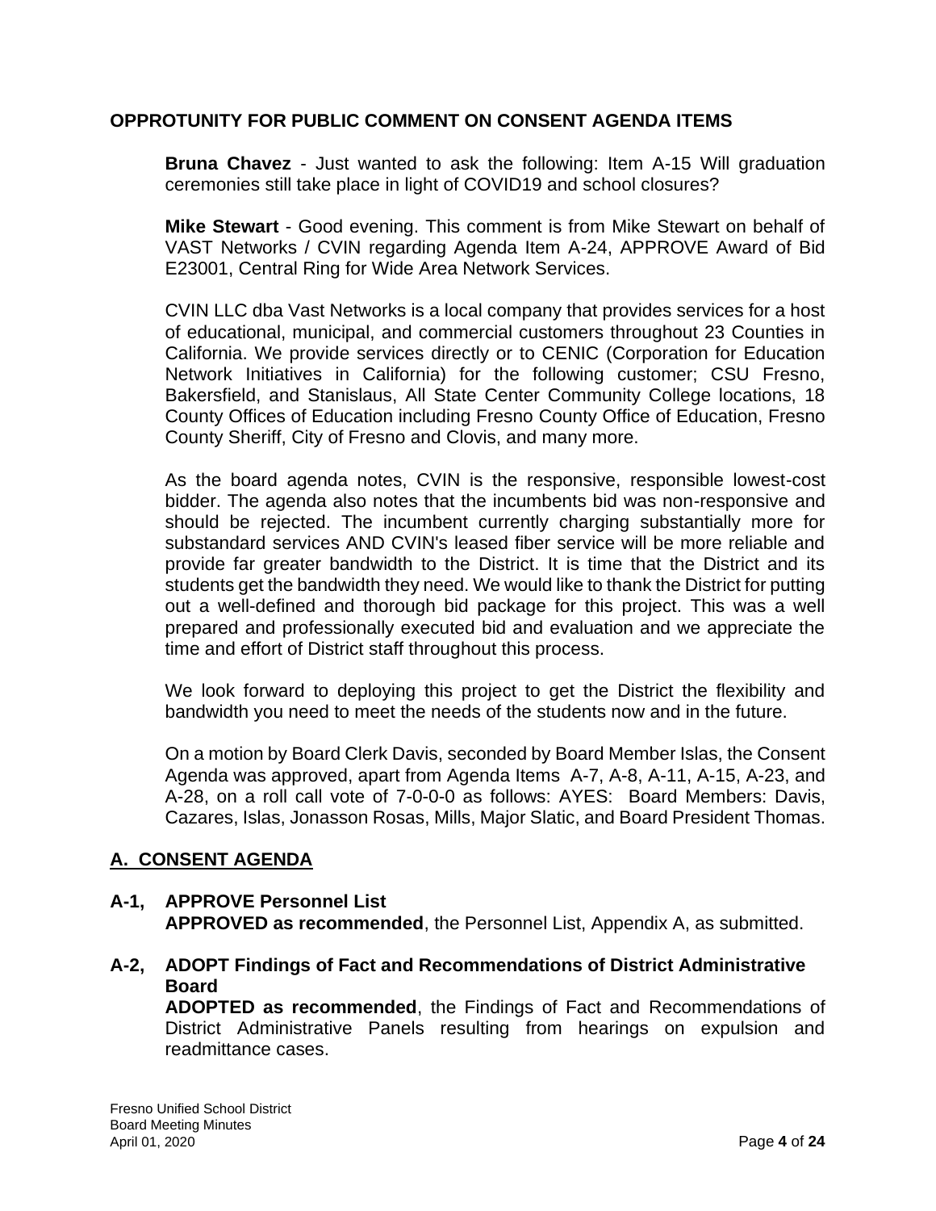**OPPROTUNITY FOR PUBLIC COMMENT ON CONSENT AGENDA ITEMS**

**Bruna Chavez** - Just wanted to ask the following: Item A-15 Will graduation ceremonies still take place in light of COVID19 and school closures?

**Mike Stewart** - Good evening. This comment is from Mike Stewart on behalf of VAST Networks / CVIN regarding Agenda Item A-24, APPROVE Award of Bid E23001, Central Ring for Wide Area Network Services.

CVIN LLC dba Vast Networks is a local company that provides services for a host of educational, municipal, and commercial customers throughout 23 Counties in California. We provide services directly or to CENIC (Corporation for Education Network Initiatives in California) for the following customer; CSU Fresno, Bakersfield, and Stanislaus, All State Center Community College locations, 18 County Offices of Education including Fresno County Office of Education, Fresno County Sheriff, City of Fresno and Clovis, and many more.

As the board agenda notes, CVIN is the responsive, responsible lowest-cost bidder. The agenda also notes that the incumbents bid was non-responsive and should be rejected. The incumbent currently charging substantially more for substandard services AND CVIN's leased fiber service will be more reliable and provide far greater bandwidth to the District. It is time that the District and its students get the bandwidth they need. We would like to thank the District for putting out a well-defined and thorough bid package for this project. This was a well prepared and professionally executed bid and evaluation and we appreciate the time and effort of District staff throughout this process.

We look forward to deploying this project to get the District the flexibility and bandwidth you need to meet the needs of the students now and in the future.

On a motion by Board Clerk Davis, seconded by Board Member Islas, the Consent Agenda was approved, apart from Agenda Items A-7, A-8, A-11, A-15, A-23, and A-28, on a roll call vote of 7-0-0-0 as follows: AYES: Board Members: Davis, Cazares, Islas, Jonasson Rosas, Mills, Major Slatic, and Board President Thomas.

## A. CONSENT AGENDA

**A-1, APPROVE Personnel List**
**APPROVED as recommended**, the Personnel List, Appendix A, as submitted.

**A-2, ADOPT Findings of Fact and Recommendations of District Administrative Board**
**ADOPTED as recommended**, the Findings of Fact and Recommendations of District Administrative Panels resulting from hearings on expulsion and readmittance cases.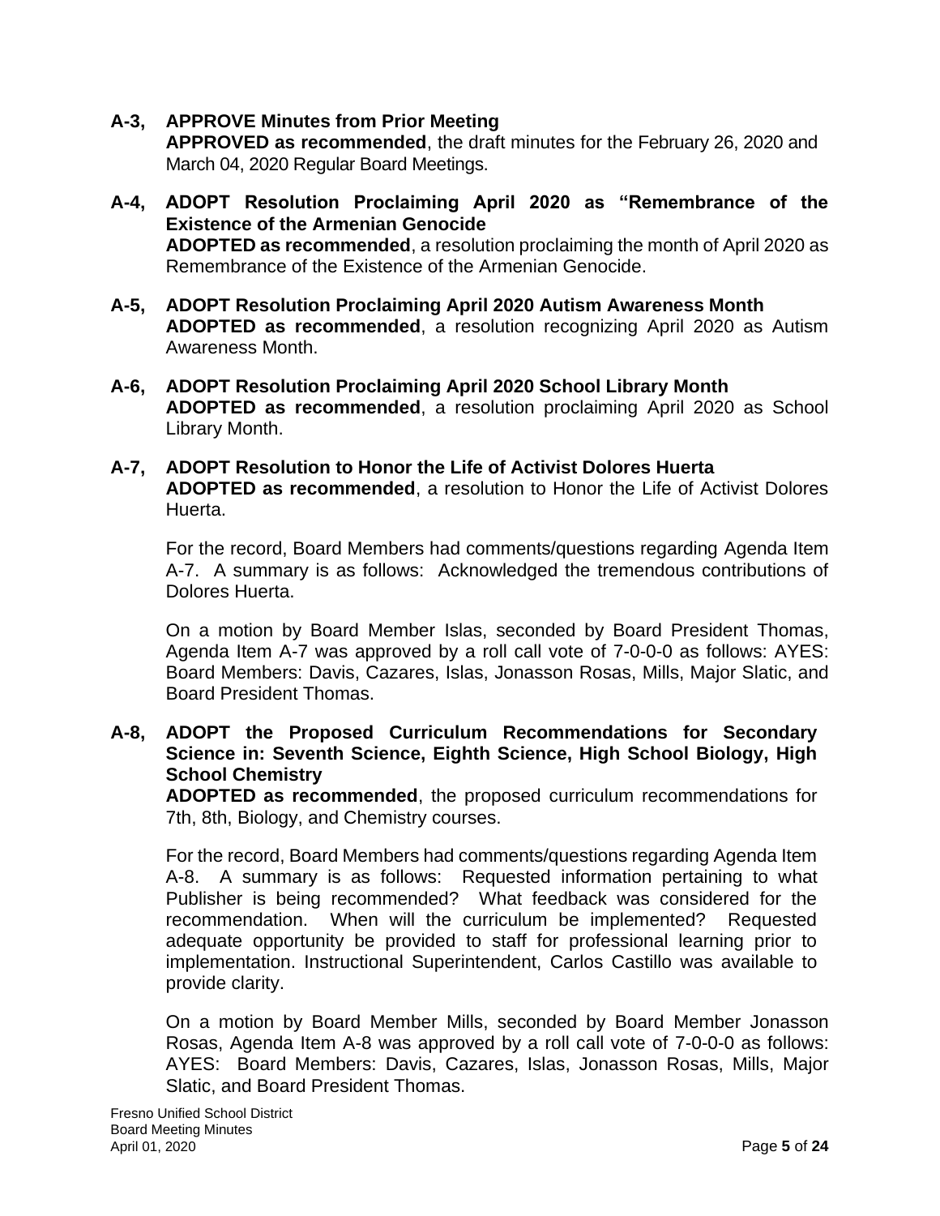**A-3, APPROVE Minutes from Prior Meeting**
**APPROVED as recommended**, the draft minutes for the February 26, 2020 and March 04, 2020 Regular Board Meetings.

**A-4, ADOPT Resolution Proclaiming April 2020 as "Remembrance of the Existence of the Armenian Genocide**
**ADOPTED as recommended**, a resolution proclaiming the month of April 2020 as Remembrance of the Existence of the Armenian Genocide.

**A-5, ADOPT Resolution Proclaiming April 2020 Autism Awareness Month**
**ADOPTED as recommended**, a resolution recognizing April 2020 as Autism Awareness Month.

**A-6, ADOPT Resolution Proclaiming April 2020 School Library Month**
**ADOPTED as recommended**, a resolution proclaiming April 2020 as School Library Month.

**A-7, ADOPT Resolution to Honor the Life of Activist Dolores Huerta**
**ADOPTED as recommended**, a resolution to Honor the Life of Activist Dolores Huerta.

For the record, Board Members had comments/questions regarding Agenda Item A-7. A summary is as follows: Acknowledged the tremendous contributions of Dolores Huerta.

On a motion by Board Member Islas, seconded by Board President Thomas, Agenda Item A-7 was approved by a roll call vote of 7-0-0-0 as follows: AYES: Board Members: Davis, Cazares, Islas, Jonasson Rosas, Mills, Major Slatic, and Board President Thomas.

**A-8, ADOPT the Proposed Curriculum Recommendations for Secondary Science in: Seventh Science, Eighth Science, High School Biology, High School Chemistry**
**ADOPTED as recommended**, the proposed curriculum recommendations for 7th, 8th, Biology, and Chemistry courses.

For the record, Board Members had comments/questions regarding Agenda Item A-8. A summary is as follows: Requested information pertaining to what Publisher is being recommended? What feedback was considered for the recommendation. When will the curriculum be implemented? Requested adequate opportunity be provided to staff for professional learning prior to implementation. Instructional Superintendent, Carlos Castillo was available to provide clarity.

On a motion by Board Member Mills, seconded by Board Member Jonasson Rosas, Agenda Item A-8 was approved by a roll call vote of 7-0-0-0 as follows: AYES: Board Members: Davis, Cazares, Islas, Jonasson Rosas, Mills, Major Slatic, and Board President Thomas.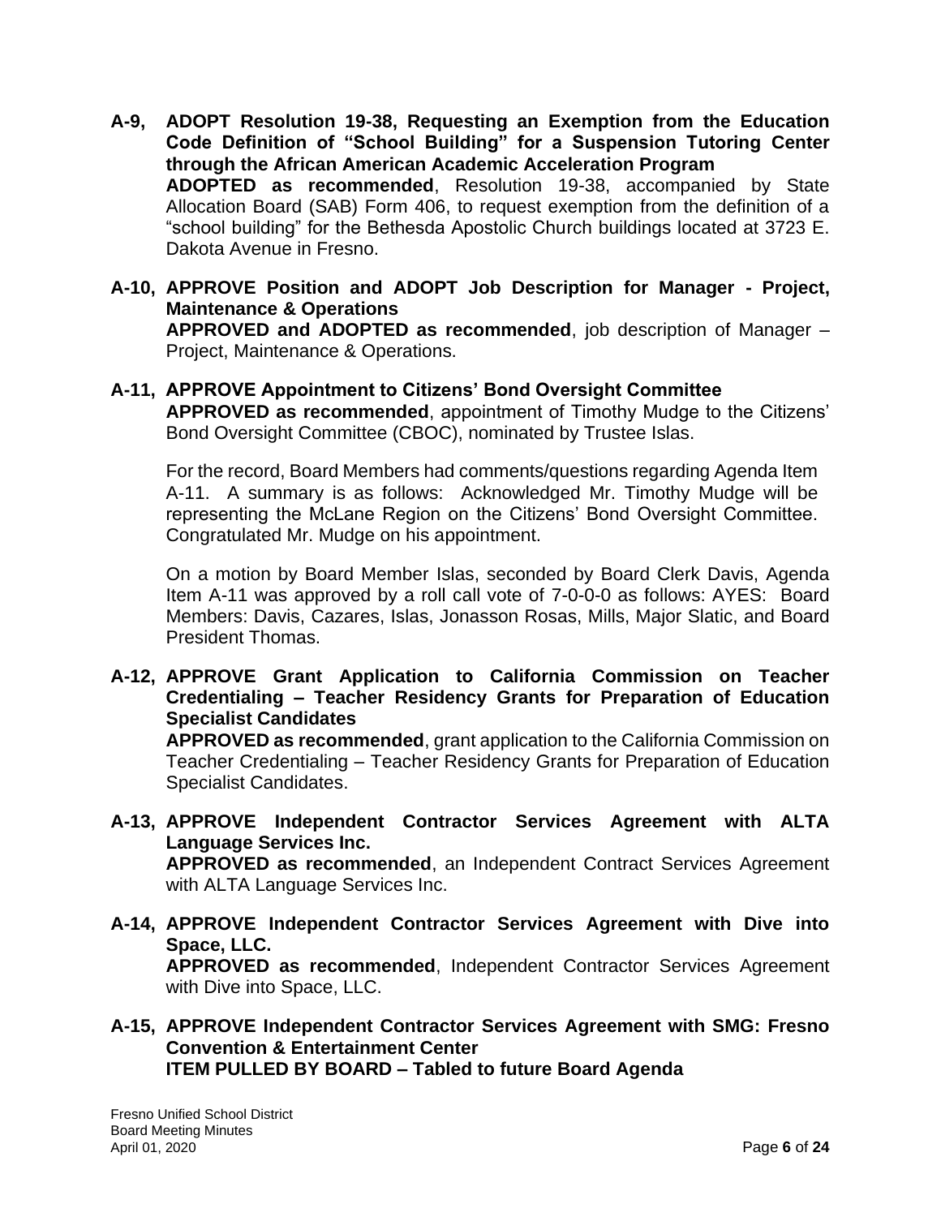**A-9, ADOPT Resolution 19-38, Requesting an Exemption from the Education Code Definition of "School Building" for a Suspension Tutoring Center through the African American Academic Acceleration Program**
**ADOPTED as recommended**, Resolution 19-38, accompanied by State Allocation Board (SAB) Form 406, to request exemption from the definition of a "school building" for the Bethesda Apostolic Church buildings located at 3723 E. Dakota Avenue in Fresno.

**A-10, APPROVE Position and ADOPT Job Description for Manager - Project, Maintenance & Operations**
**APPROVED and ADOPTED as recommended**, job description of Manager – Project, Maintenance & Operations.

**A-11, APPROVE Appointment to Citizens' Bond Oversight Committee**
**APPROVED as recommended**, appointment of Timothy Mudge to the Citizens' Bond Oversight Committee (CBOC), nominated by Trustee Islas.

For the record, Board Members had comments/questions regarding Agenda Item A-11. A summary is as follows: Acknowledged Mr. Timothy Mudge will be representing the McLane Region on the Citizens' Bond Oversight Committee. Congratulated Mr. Mudge on his appointment.

On a motion by Board Member Islas, seconded by Board Clerk Davis, Agenda Item A-11 was approved by a roll call vote of 7-0-0-0 as follows: AYES: Board Members: Davis, Cazares, Islas, Jonasson Rosas, Mills, Major Slatic, and Board President Thomas.

**A-12, APPROVE Grant Application to California Commission on Teacher Credentialing – Teacher Residency Grants for Preparation of Education Specialist Candidates**
**APPROVED as recommended**, grant application to the California Commission on Teacher Credentialing – Teacher Residency Grants for Preparation of Education Specialist Candidates.

**A-13, APPROVE Independent Contractor Services Agreement with ALTA Language Services Inc.**
**APPROVED as recommended**, an Independent Contract Services Agreement with ALTA Language Services Inc.

**A-14, APPROVE Independent Contractor Services Agreement with Dive into Space, LLC.**
**APPROVED as recommended**, Independent Contractor Services Agreement with Dive into Space, LLC.

**A-15, APPROVE Independent Contractor Services Agreement with SMG: Fresno Convention & Entertainment Center**
**ITEM PULLED BY BOARD – Tabled to future Board Agenda**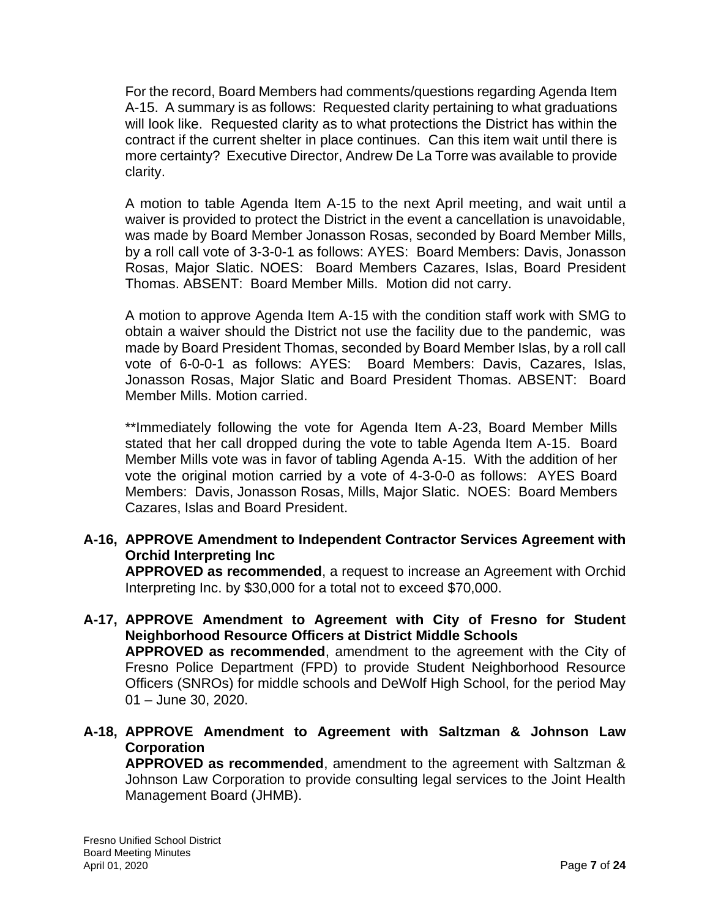For the record, Board Members had comments/questions regarding Agenda Item A-15. A summary is as follows: Requested clarity pertaining to what graduations will look like. Requested clarity as to what protections the District has within the contract if the current shelter in place continues. Can this item wait until there is more certainty? Executive Director, Andrew De La Torre was available to provide clarity.

A motion to table Agenda Item A-15 to the next April meeting, and wait until a waiver is provided to protect the District in the event a cancellation is unavoidable, was made by Board Member Jonasson Rosas, seconded by Board Member Mills, by a roll call vote of 3-3-0-1 as follows: AYES: Board Members: Davis, Jonasson Rosas, Major Slatic. NOES: Board Members Cazares, Islas, Board President Thomas. ABSENT: Board Member Mills. Motion did not carry.

A motion to approve Agenda Item A-15 with the condition staff work with SMG to obtain a waiver should the District not use the facility due to the pandemic, was made by Board President Thomas, seconded by Board Member Islas, by a roll call vote of 6-0-0-1 as follows: AYES: Board Members: Davis, Cazares, Islas, Jonasson Rosas, Major Slatic and Board President Thomas. ABSENT: Board Member Mills. Motion carried.

**Immediately following the vote for Agenda Item A-23, Board Member Mills stated that her call dropped during the vote to table Agenda Item A-15. Board Member Mills vote was in favor of tabling Agenda A-15. With the addition of her vote the original motion carried by a vote of 4-3-0-0 as follows: AYES Board Members: Davis, Jonasson Rosas, Mills, Major Slatic. NOES: Board Members Cazares, Islas and Board President.

**A-16, APPROVE Amendment to Independent Contractor Services Agreement with Orchid Interpreting Inc**
**APPROVED as recommended**, a request to increase an Agreement with Orchid Interpreting Inc. by $30,000 for a total not to exceed $70,000.

**A-17, APPROVE Amendment to Agreement with City of Fresno for Student Neighborhood Resource Officers at District Middle Schools**
**APPROVED as recommended**, amendment to the agreement with the City of Fresno Police Department (FPD) to provide Student Neighborhood Resource Officers (SNROs) for middle schools and DeWolf High School, for the period May 01 – June 30, 2020.

**A-18, APPROVE Amendment to Agreement with Saltzman & Johnson Law Corporation**
**APPROVED as recommended**, amendment to the agreement with Saltzman & Johnson Law Corporation to provide consulting legal services to the Joint Health Management Board (JHMB).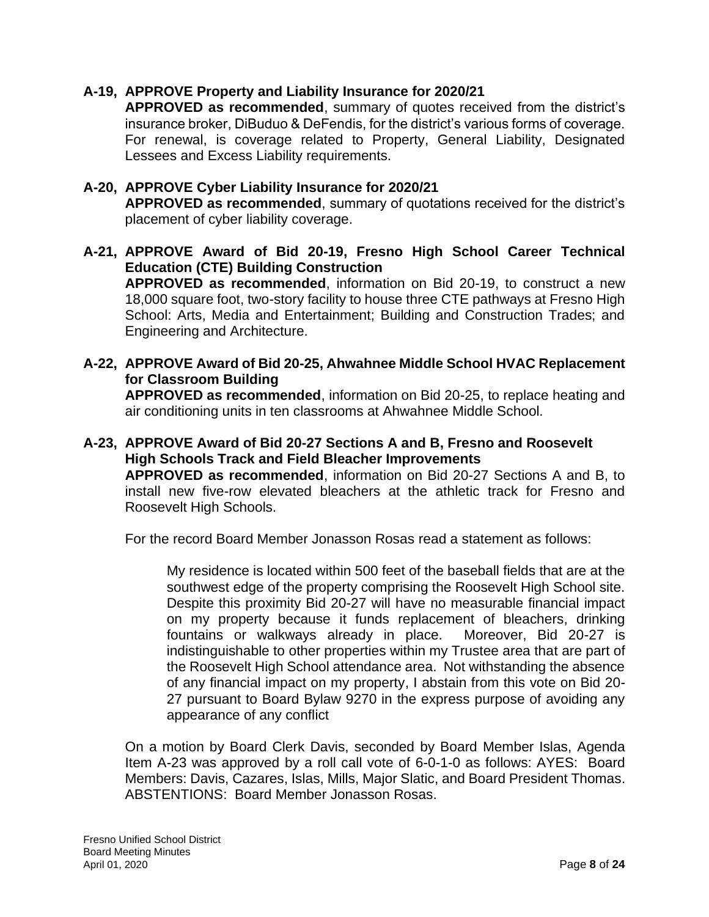**A-19, APPROVE Property and Liability Insurance for 2020/21**

**APPROVED as recommended**, summary of quotes received from the district's insurance broker, DiBuduo & DeFendis, for the district's various forms of coverage. For renewal, is coverage related to Property, General Liability, Designated Lessees and Excess Liability requirements.

**A-20, APPROVE Cyber Liability Insurance for 2020/21**

**APPROVED as recommended**, summary of quotations received for the district's placement of cyber liability coverage.

**A-21, APPROVE Award of Bid 20-19, Fresno High School Career Technical Education (CTE) Building Construction**

**APPROVED as recommended**, information on Bid 20-19, to construct a new 18,000 square foot, two-story facility to house three CTE pathways at Fresno High School: Arts, Media and Entertainment; Building and Construction Trades; and Engineering and Architecture.

**A-22, APPROVE Award of Bid 20-25, Ahwahnee Middle School HVAC Replacement for Classroom Building**

**APPROVED as recommended**, information on Bid 20-25, to replace heating and air conditioning units in ten classrooms at Ahwahnee Middle School.

**A-23, APPROVE Award of Bid 20-27 Sections A and B, Fresno and Roosevelt High Schools Track and Field Bleacher Improvements**

**APPROVED as recommended**, information on Bid 20-27 Sections A and B, to install new five-row elevated bleachers at the athletic track for Fresno and Roosevelt High Schools.

For the record Board Member Jonasson Rosas read a statement as follows:

> My residence is located within 500 feet of the baseball fields that are at the southwest edge of the property comprising the Roosevelt High School site. Despite this proximity Bid 20-27 will have no measurable financial impact on my property because it funds replacement of bleachers, drinking fountains or walkways already in place. Moreover, Bid 20-27 is indistinguishable to other properties within my Trustee area that are part of the Roosevelt High School attendance area. Not withstanding the absence of any financial impact on my property, I abstain from this vote on Bid 20-27 pursuant to Board Bylaw 9270 in the express purpose of avoiding any appearance of any conflict

On a motion by Board Clerk Davis, seconded by Board Member Islas, Agenda Item A-23 was approved by a roll call vote of 6-0-1-0 as follows: AYES: Board Members: Davis, Cazares, Islas, Mills, Major Slatic, and Board President Thomas. ABSTENTIONS: Board Member Jonasson Rosas.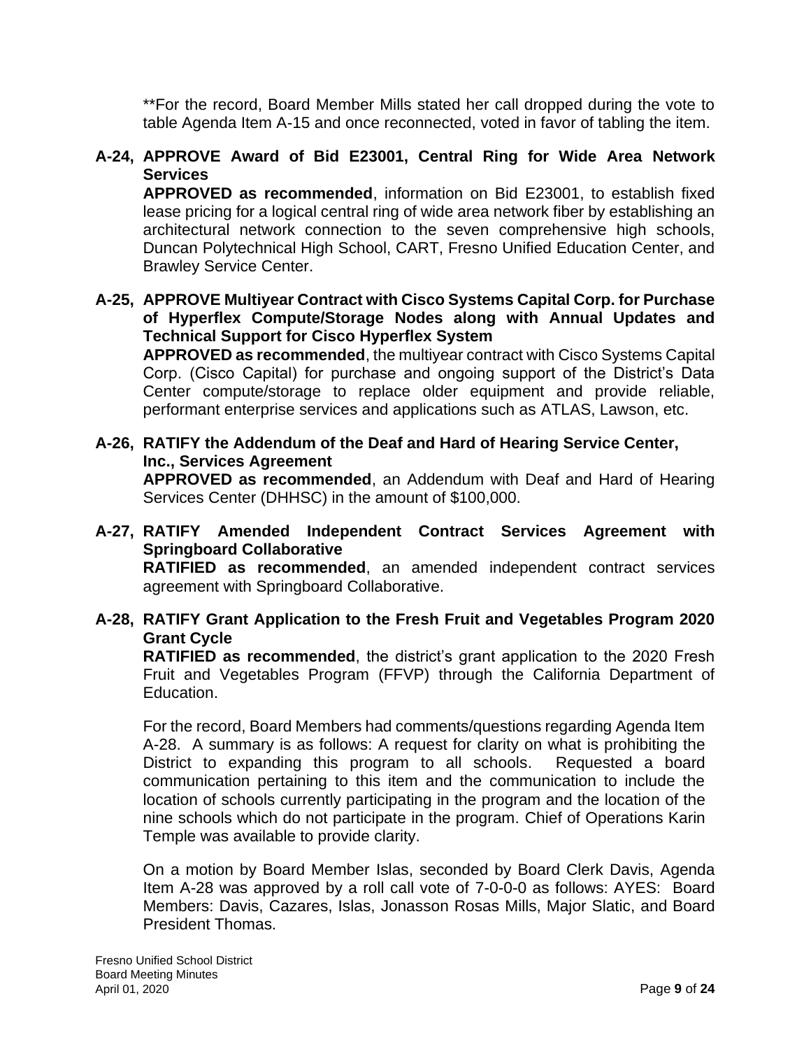**For the record, Board Member Mills stated her call dropped during the vote to table Agenda Item A-15 and once reconnected, voted in favor of tabling the item.

**A-24, APPROVE Award of Bid E23001, Central Ring for Wide Area Network Services**

**APPROVED as recommended**, information on Bid E23001, to establish fixed lease pricing for a logical central ring of wide area network fiber by establishing an architectural network connection to the seven comprehensive high schools, Duncan Polytechnical High School, CART, Fresno Unified Education Center, and Brawley Service Center.

**A-25, APPROVE Multiyear Contract with Cisco Systems Capital Corp. for Purchase of Hyperflex Compute/Storage Nodes along with Annual Updates and Technical Support for Cisco Hyperflex System**

**APPROVED as recommended**, the multiyear contract with Cisco Systems Capital Corp. (Cisco Capital) for purchase and ongoing support of the District's Data Center compute/storage to replace older equipment and provide reliable, performant enterprise services and applications such as ATLAS, Lawson, etc.

**A-26, RATIFY the Addendum of the Deaf and Hard of Hearing Service Center, Inc., Services Agreement**

**APPROVED as recommended**, an Addendum with Deaf and Hard of Hearing Services Center (DHHSC) in the amount of $100,000.

**A-27, RATIFY Amended Independent Contract Services Agreement with Springboard Collaborative**

**RATIFIED as recommended**, an amended independent contract services agreement with Springboard Collaborative.

**A-28, RATIFY Grant Application to the Fresh Fruit and Vegetables Program 2020 Grant Cycle**

**RATIFIED as recommended**, the district's grant application to the 2020 Fresh Fruit and Vegetables Program (FFVP) through the California Department of Education.

For the record, Board Members had comments/questions regarding Agenda Item A-28. A summary is as follows: A request for clarity on what is prohibiting the District to expanding this program to all schools. Requested a board communication pertaining to this item and the communication to include the location of schools currently participating in the program and the location of the nine schools which do not participate in the program. Chief of Operations Karin Temple was available to provide clarity.

On a motion by Board Member Islas, seconded by Board Clerk Davis, Agenda Item A-28 was approved by a roll call vote of 7-0-0-0 as follows: AYES: Board Members: Davis, Cazares, Islas, Jonasson Rosas Mills, Major Slatic, and Board President Thomas.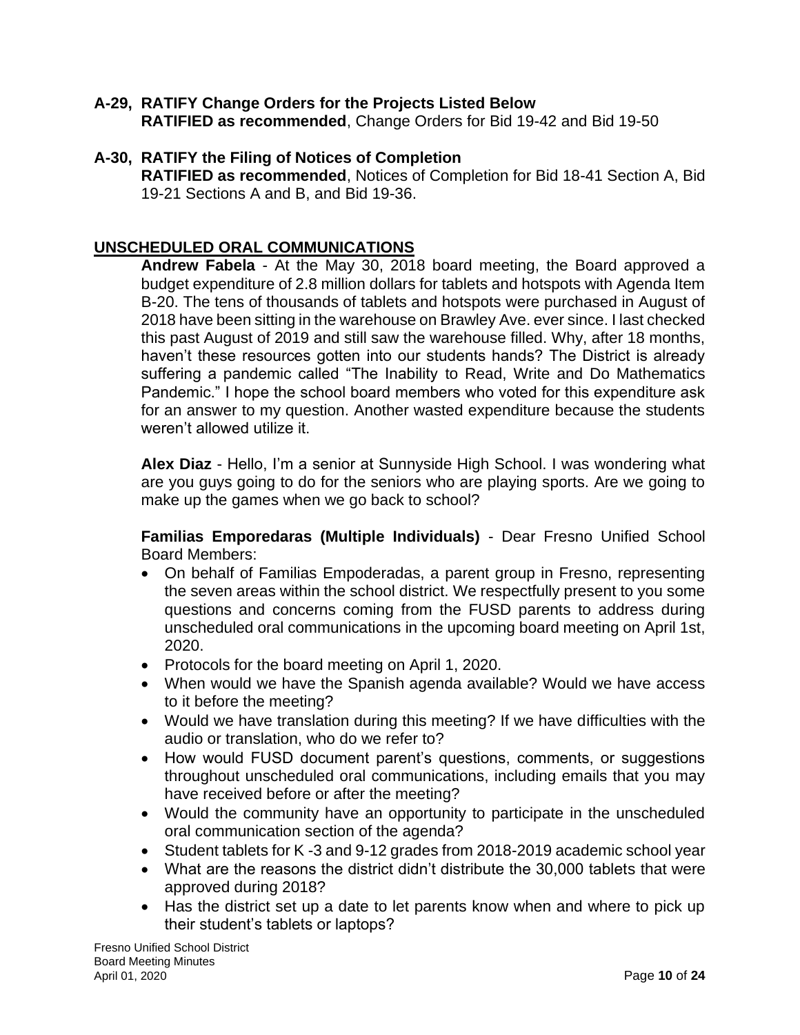**A-29, RATIFY Change Orders for the Projects Listed Below**
**RATIFIED as recommended**, Change Orders for Bid 19-42 and Bid 19-50

**A-30, RATIFY the Filing of Notices of Completion**
**RATIFIED as recommended**, Notices of Completion for Bid 18-41 Section A, Bid 19-21 Sections A and B, and Bid 19-36.

## UNSCHEDULED ORAL COMMUNICATIONS

**Andrew Fabela** - At the May 30, 2018 board meeting, the Board approved a budget expenditure of 2.8 million dollars for tablets and hotspots with Agenda Item B-20. The tens of thousands of tablets and hotspots were purchased in August of 2018 have been sitting in the warehouse on Brawley Ave. ever since. I last checked this past August of 2019 and still saw the warehouse filled. Why, after 18 months, haven't these resources gotten into our students hands? The District is already suffering a pandemic called "The Inability to Read, Write and Do Mathematics Pandemic." I hope the school board members who voted for this expenditure ask for an answer to my question. Another wasted expenditure because the students weren't allowed utilize it.

**Alex Diaz** - Hello, I'm a senior at Sunnyside High School. I was wondering what are you guys going to do for the seniors who are playing sports. Are we going to make up the games when we go back to school?

**Familias Emporedaras (Multiple Individuals)** - Dear Fresno Unified School Board Members:

- On behalf of Familias Empoderadas, a parent group in Fresno, representing the seven areas within the school district. We respectfully present to you some questions and concerns coming from the FUSD parents to address during unscheduled oral communications in the upcoming board meeting on April 1st, 2020.
- Protocols for the board meeting on April 1, 2020.
- When would we have the Spanish agenda available? Would we have access to it before the meeting?
- Would we have translation during this meeting? If we have difficulties with the audio or translation, who do we refer to?
- How would FUSD document parent's questions, comments, or suggestions throughout unscheduled oral communications, including emails that you may have received before or after the meeting?
- Would the community have an opportunity to participate in the unscheduled oral communication section of the agenda?
- Student tablets for K -3 and 9-12 grades from 2018-2019 academic school year
- What are the reasons the district didn't distribute the 30,000 tablets that were approved during 2018?
- Has the district set up a date to let parents know when and where to pick up their student's tablets or laptops?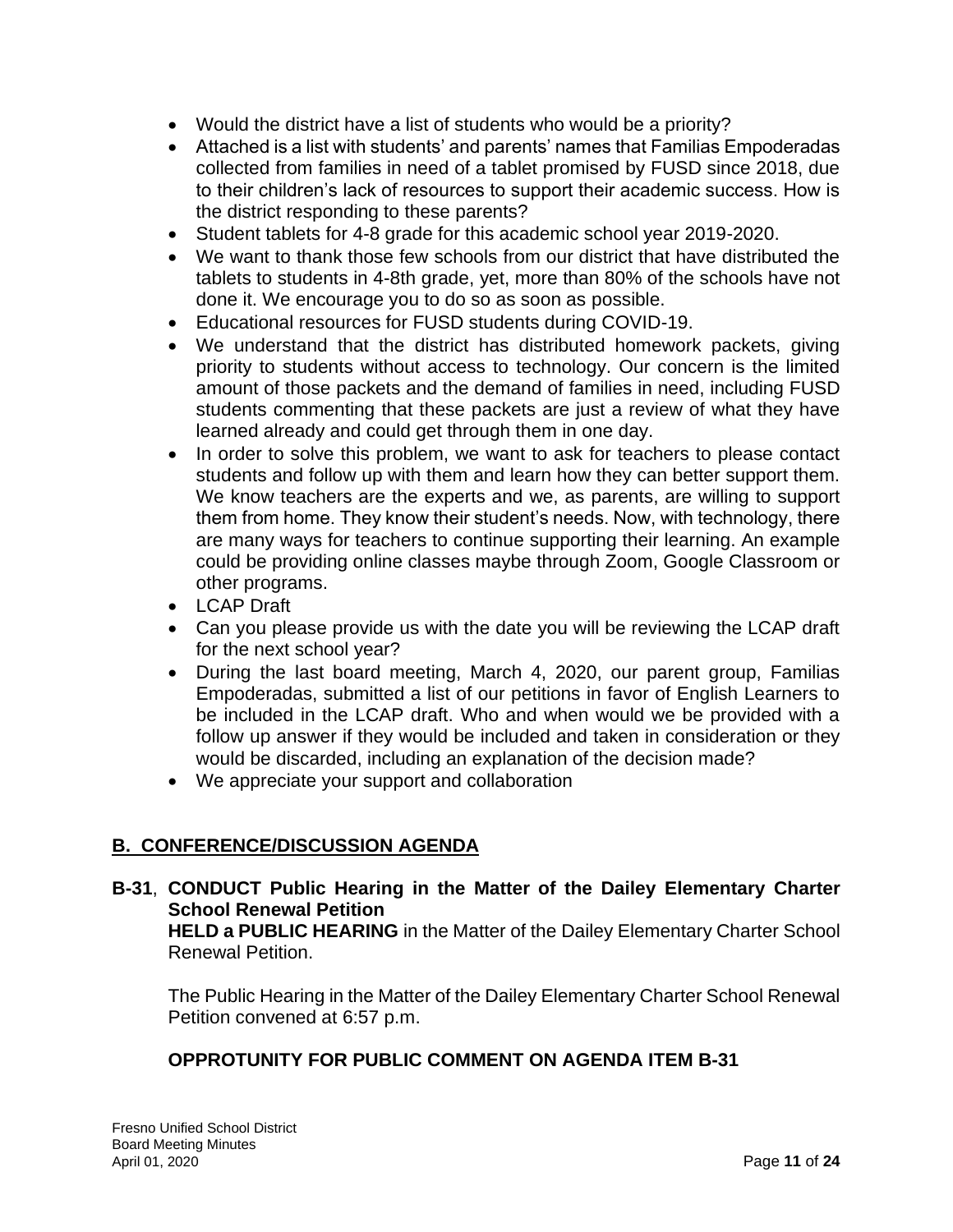- Would the district have a list of students who would be a priority?
- Attached is a list with students' and parents' names that Familias Empoderadas collected from families in need of a tablet promised by FUSD since 2018, due to their children's lack of resources to support their academic success. How is the district responding to these parents?
- Student tablets for 4-8 grade for this academic school year 2019-2020.
- We want to thank those few schools from our district that have distributed the tablets to students in 4-8th grade, yet, more than 80% of the schools have not done it. We encourage you to do so as soon as possible.
- Educational resources for FUSD students during COVID-19.
- We understand that the district has distributed homework packets, giving priority to students without access to technology. Our concern is the limited amount of those packets and the demand of families in need, including FUSD students commenting that these packets are just a review of what they have learned already and could get through them in one day.
- In order to solve this problem, we want to ask for teachers to please contact students and follow up with them and learn how they can better support them. We know teachers are the experts and we, as parents, are willing to support them from home. They know their student's needs. Now, with technology, there are many ways for teachers to continue supporting their learning. An example could be providing online classes maybe through Zoom, Google Classroom or other programs.
- LCAP Draft
- Can you please provide us with the date you will be reviewing the LCAP draft for the next school year?
- During the last board meeting, March 4, 2020, our parent group, Familias Empoderadas, submitted a list of our petitions in favor of English Learners to be included in the LCAP draft. Who and when would we be provided with a follow up answer if they would be included and taken in consideration or they would be discarded, including an explanation of the decision made?
- We appreciate your support and collaboration

## B. CONFERENCE/DISCUSSION AGENDA

**B-31**, **CONDUCT Public Hearing in the Matter of the Dailey Elementary Charter School Renewal Petition**
**HELD a PUBLIC HEARING** in the Matter of the Dailey Elementary Charter School Renewal Petition.

The Public Hearing in the Matter of the Dailey Elementary Charter School Renewal Petition convened at 6:57 p.m.

### OPPROTUNITY FOR PUBLIC COMMENT ON AGENDA ITEM B-31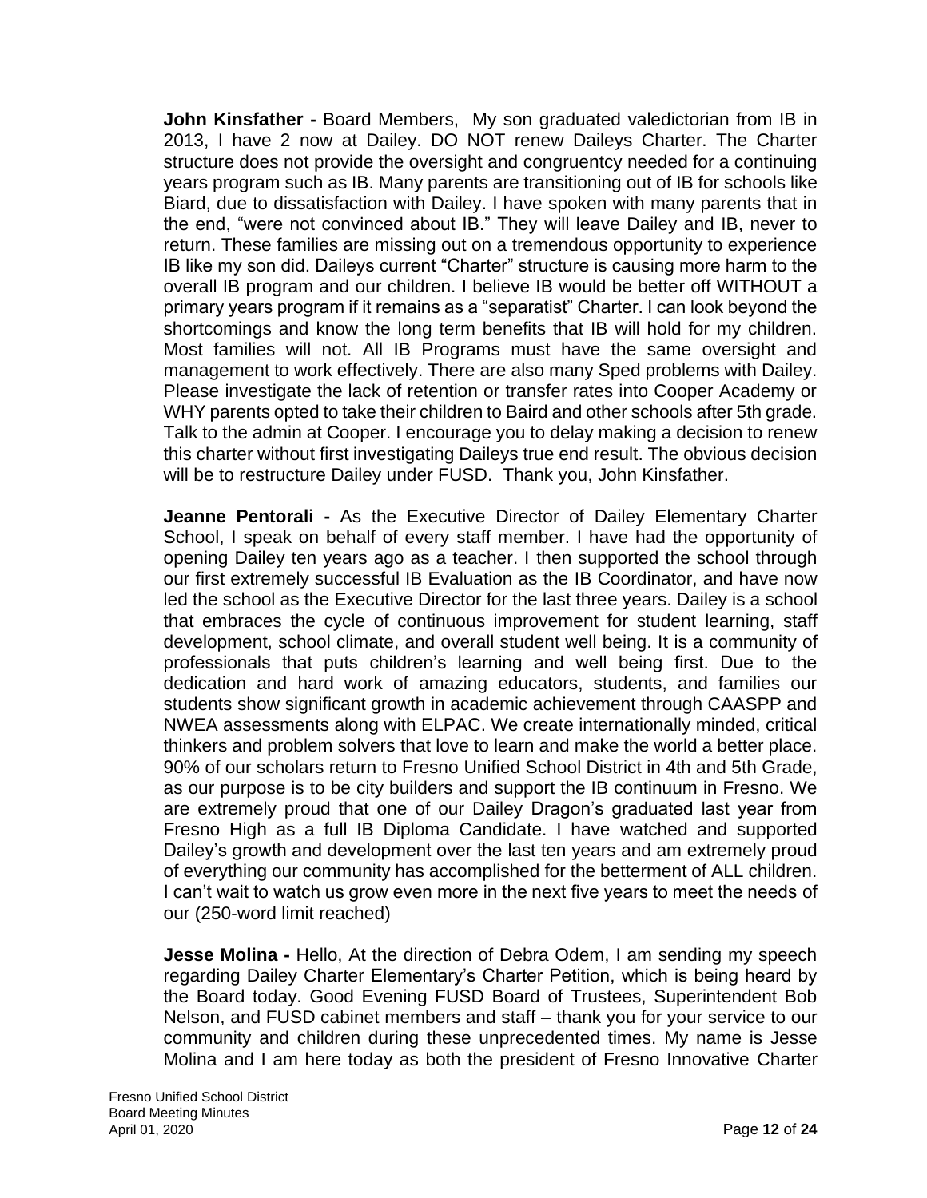**John Kinsfather -** Board Members, My son graduated valedictorian from IB in 2013, I have 2 now at Dailey. DO NOT renew Daileys Charter. The Charter structure does not provide the oversight and congruentcy needed for a continuing years program such as IB. Many parents are transitioning out of IB for schools like Biard, due to dissatisfaction with Dailey. I have spoken with many parents that in the end, "were not convinced about IB." They will leave Dailey and IB, never to return. These families are missing out on a tremendous opportunity to experience IB like my son did. Daileys current "Charter" structure is causing more harm to the overall IB program and our children. I believe IB would be better off WITHOUT a primary years program if it remains as a "separatist" Charter. I can look beyond the shortcomings and know the long term benefits that IB will hold for my children. Most families will not. All IB Programs must have the same oversight and management to work effectively. There are also many Sped problems with Dailey. Please investigate the lack of retention or transfer rates into Cooper Academy or WHY parents opted to take their children to Baird and other schools after 5th grade. Talk to the admin at Cooper. I encourage you to delay making a decision to renew this charter without first investigating Daileys true end result. The obvious decision will be to restructure Dailey under FUSD. Thank you, John Kinsfather.

**Jeanne Pentorali -** As the Executive Director of Dailey Elementary Charter School, I speak on behalf of every staff member. I have had the opportunity of opening Dailey ten years ago as a teacher. I then supported the school through our first extremely successful IB Evaluation as the IB Coordinator, and have now led the school as the Executive Director for the last three years. Dailey is a school that embraces the cycle of continuous improvement for student learning, staff development, school climate, and overall student well being. It is a community of professionals that puts children's learning and well being first. Due to the dedication and hard work of amazing educators, students, and families our students show significant growth in academic achievement through CAASPP and NWEA assessments along with ELPAC. We create internationally minded, critical thinkers and problem solvers that love to learn and make the world a better place. 90% of our scholars return to Fresno Unified School District in 4th and 5th Grade, as our purpose is to be city builders and support the IB continuum in Fresno. We are extremely proud that one of our Dailey Dragon's graduated last year from Fresno High as a full IB Diploma Candidate. I have watched and supported Dailey's growth and development over the last ten years and am extremely proud of everything our community has accomplished for the betterment of ALL children. I can't wait to watch us grow even more in the next five years to meet the needs of our (250-word limit reached)

**Jesse Molina -** Hello, At the direction of Debra Odem, I am sending my speech regarding Dailey Charter Elementary's Charter Petition, which is being heard by the Board today. Good Evening FUSD Board of Trustees, Superintendent Bob Nelson, and FUSD cabinet members and staff – thank you for your service to our community and children during these unprecedented times. My name is Jesse Molina and I am here today as both the president of Fresno Innovative Charter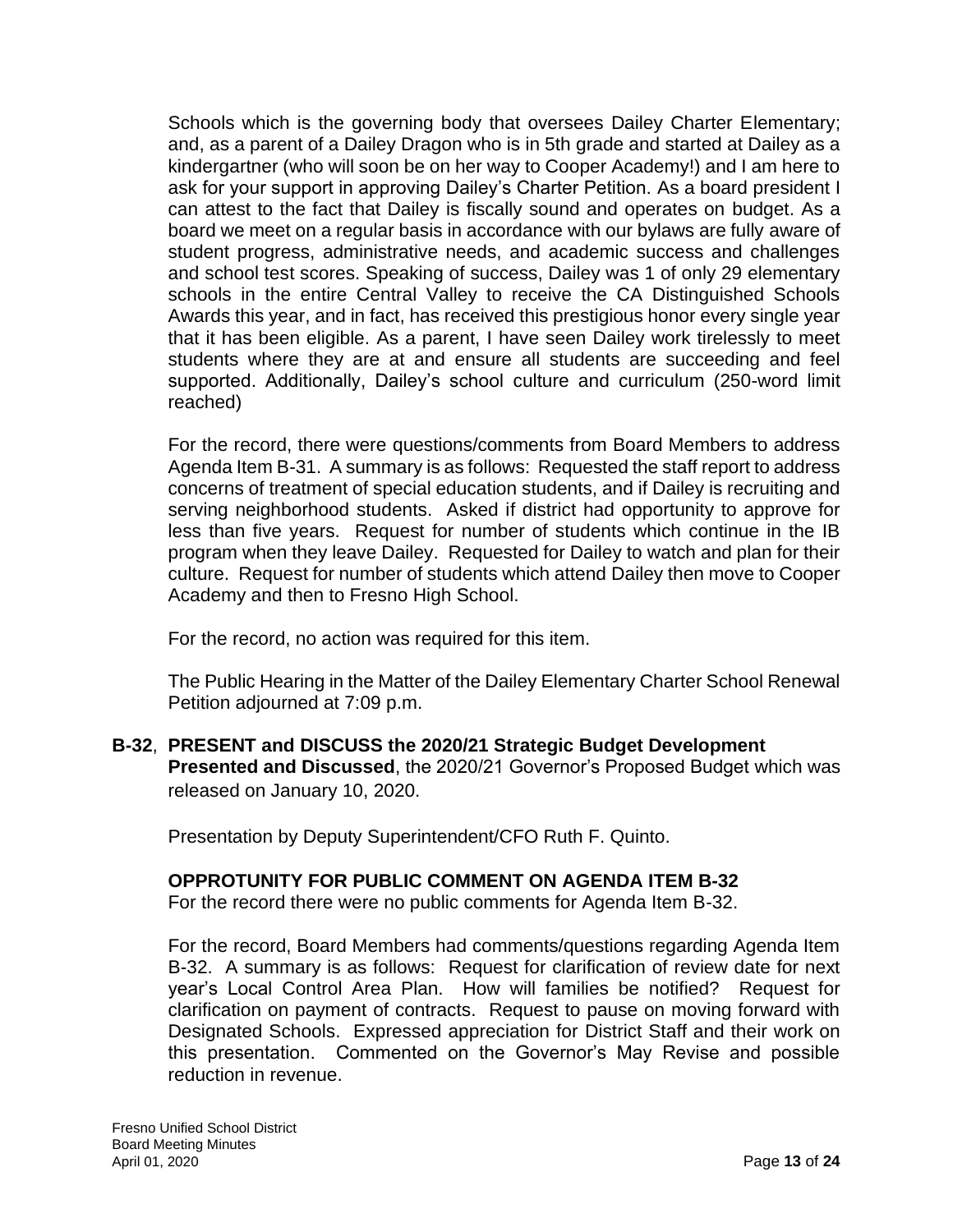Schools which is the governing body that oversees Dailey Charter Elementary; and, as a parent of a Dailey Dragon who is in 5th grade and started at Dailey as a kindergartner (who will soon be on her way to Cooper Academy!) and I am here to ask for your support in approving Dailey's Charter Petition. As a board president I can attest to the fact that Dailey is fiscally sound and operates on budget. As a board we meet on a regular basis in accordance with our bylaws are fully aware of student progress, administrative needs, and academic success and challenges and school test scores. Speaking of success, Dailey was 1 of only 29 elementary schools in the entire Central Valley to receive the CA Distinguished Schools Awards this year, and in fact, has received this prestigious honor every single year that it has been eligible. As a parent, I have seen Dailey work tirelessly to meet students where they are at and ensure all students are succeeding and feel supported. Additionally, Dailey's school culture and curriculum (250-word limit reached)

For the record, there were questions/comments from Board Members to address Agenda Item B-31. A summary is as follows: Requested the staff report to address concerns of treatment of special education students, and if Dailey is recruiting and serving neighborhood students. Asked if district had opportunity to approve for less than five years. Request for number of students which continue in the IB program when they leave Dailey. Requested for Dailey to watch and plan for their culture. Request for number of students which attend Dailey then move to Cooper Academy and then to Fresno High School.

For the record, no action was required for this item.

The Public Hearing in the Matter of the Dailey Elementary Charter School Renewal Petition adjourned at 7:09 p.m.

**B-32**, **PRESENT and DISCUSS the 2020/21 Strategic Budget Development**
**Presented and Discussed**, the 2020/21 Governor's Proposed Budget which was released on January 10, 2020.

Presentation by Deputy Superintendent/CFO Ruth F. Quinto.

**OPPROTUNITY FOR PUBLIC COMMENT ON AGENDA ITEM B-32**
For the record there were no public comments for Agenda Item B-32.

For the record, Board Members had comments/questions regarding Agenda Item B-32. A summary is as follows: Request for clarification of review date for next year's Local Control Area Plan. How will families be notified? Request for clarification on payment of contracts. Request to pause on moving forward with Designated Schools. Expressed appreciation for District Staff and their work on this presentation. Commented on the Governor's May Revise and possible reduction in revenue.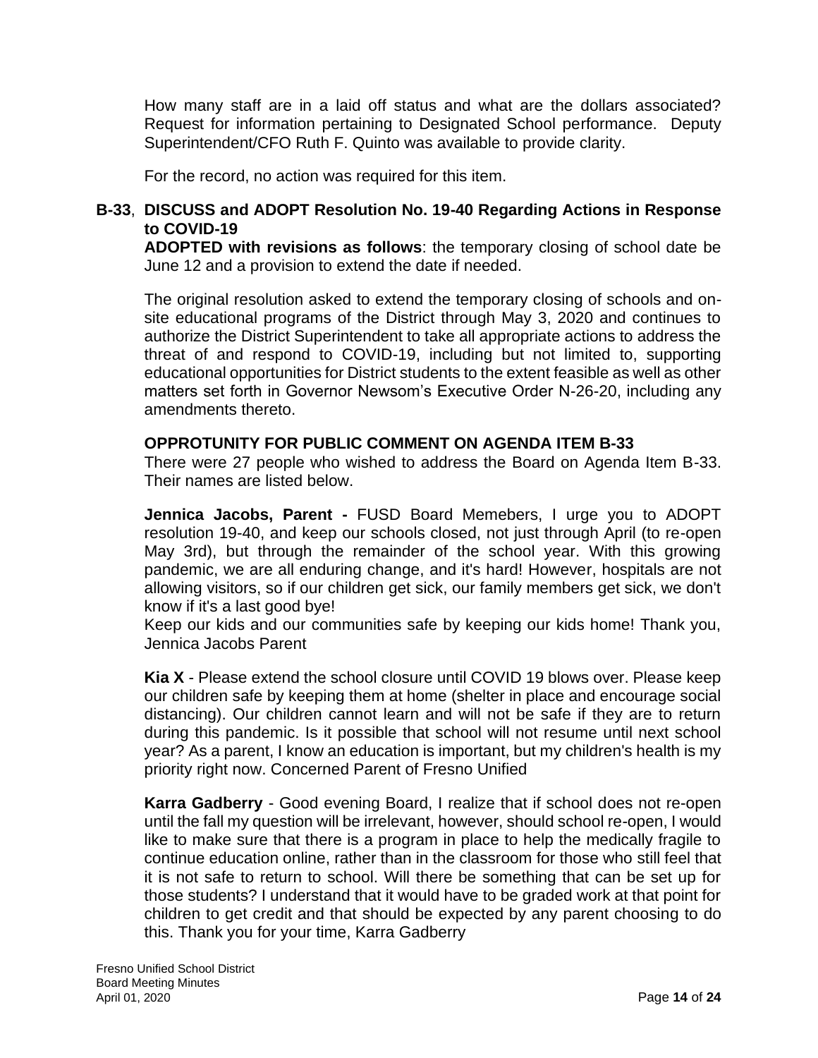How many staff are in a laid off status and what are the dollars associated? Request for information pertaining to Designated School performance. Deputy Superintendent/CFO Ruth F. Quinto was available to provide clarity.

For the record, no action was required for this item.

**B-33**, **DISCUSS and ADOPT Resolution No. 19-40 Regarding Actions in Response to COVID-19**

**ADOPTED with revisions as follows**: the temporary closing of school date be June 12 and a provision to extend the date if needed.

The original resolution asked to extend the temporary closing of schools and on-site educational programs of the District through May 3, 2020 and continues to authorize the District Superintendent to take all appropriate actions to address the threat of and respond to COVID-19, including but not limited to, supporting educational opportunities for District students to the extent feasible as well as other matters set forth in Governor Newsom's Executive Order N-26-20, including any amendments thereto.

**OPPROTUNITY FOR PUBLIC COMMENT ON AGENDA ITEM B-33**

There were 27 people who wished to address the Board on Agenda Item B-33. Their names are listed below.

**Jennica Jacobs, Parent -** FUSD Board Memebers, I urge you to ADOPT resolution 19-40, and keep our schools closed, not just through April (to re-open May 3rd), but through the remainder of the school year. With this growing pandemic, we are all enduring change, and it's hard! However, hospitals are not allowing visitors, so if our children get sick, our family members get sick, we don't know if it's a last good bye!

Keep our kids and our communities safe by keeping our kids home! Thank you, Jennica Jacobs Parent

**Kia X** - Please extend the school closure until COVID 19 blows over. Please keep our children safe by keeping them at home (shelter in place and encourage social distancing). Our children cannot learn and will not be safe if they are to return during this pandemic. Is it possible that school will not resume until next school year? As a parent, I know an education is important, but my children's health is my priority right now. Concerned Parent of Fresno Unified

**Karra Gadberry** - Good evening Board, I realize that if school does not re-open until the fall my question will be irrelevant, however, should school re-open, I would like to make sure that there is a program in place to help the medically fragile to continue education online, rather than in the classroom for those who still feel that it is not safe to return to school. Will there be something that can be set up for those students? I understand that it would have to be graded work at that point for children to get credit and that should be expected by any parent choosing to do this. Thank you for your time, Karra Gadberry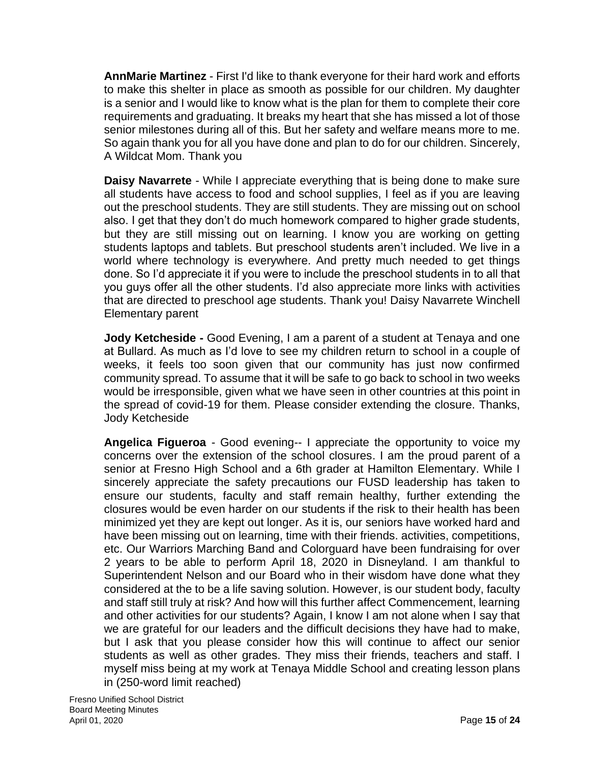**AnnMarie Martinez** - First I'd like to thank everyone for their hard work and efforts to make this shelter in place as smooth as possible for our children. My daughter is a senior and I would like to know what is the plan for them to complete their core requirements and graduating. It breaks my heart that she has missed a lot of those senior milestones during all of this. But her safety and welfare means more to me. So again thank you for all you have done and plan to do for our children. Sincerely, A Wildcat Mom. Thank you

**Daisy Navarrete** - While I appreciate everything that is being done to make sure all students have access to food and school supplies, I feel as if you are leaving out the preschool students. They are still students. They are missing out on school also. I get that they don't do much homework compared to higher grade students, but they are still missing out on learning. I know you are working on getting students laptops and tablets. But preschool students aren't included. We live in a world where technology is everywhere. And pretty much needed to get things done. So I'd appreciate it if you were to include the preschool students in to all that you guys offer all the other students. I'd also appreciate more links with activities that are directed to preschool age students. Thank you! Daisy Navarrete Winchell Elementary parent

**Jody Ketcheside -** Good Evening, I am a parent of a student at Tenaya and one at Bullard. As much as I'd love to see my children return to school in a couple of weeks, it feels too soon given that our community has just now confirmed community spread. To assume that it will be safe to go back to school in two weeks would be irresponsible, given what we have seen in other countries at this point in the spread of covid-19 for them. Please consider extending the closure. Thanks, Jody Ketcheside

**Angelica Figueroa** - Good evening-- I appreciate the opportunity to voice my concerns over the extension of the school closures. I am the proud parent of a senior at Fresno High School and a 6th grader at Hamilton Elementary. While I sincerely appreciate the safety precautions our FUSD leadership has taken to ensure our students, faculty and staff remain healthy, further extending the closures would be even harder on our students if the risk to their health has been minimized yet they are kept out longer. As it is, our seniors have worked hard and have been missing out on learning, time with their friends. activities, competitions, etc. Our Warriors Marching Band and Colorguard have been fundraising for over 2 years to be able to perform April 18, 2020 in Disneyland. I am thankful to Superintendent Nelson and our Board who in their wisdom have done what they considered at the to be a life saving solution. However, is our student body, faculty and staff still truly at risk? And how will this further affect Commencement, learning and other activities for our students? Again, I know I am not alone when I say that we are grateful for our leaders and the difficult decisions they have had to make, but I ask that you please consider how this will continue to affect our senior students as well as other grades. They miss their friends, teachers and staff. I myself miss being at my work at Tenaya Middle School and creating lesson plans in (250-word limit reached)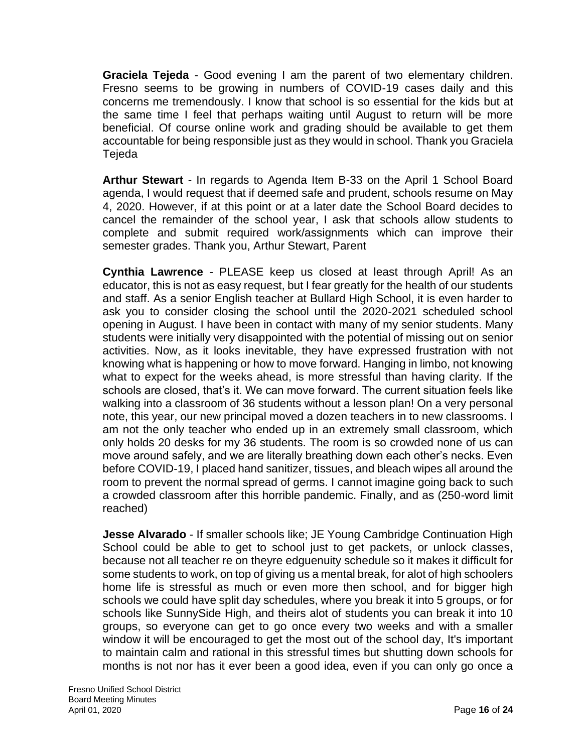**Graciela Tejeda** - Good evening I am the parent of two elementary children. Fresno seems to be growing in numbers of COVID-19 cases daily and this concerns me tremendously. I know that school is so essential for the kids but at the same time I feel that perhaps waiting until August to return will be more beneficial. Of course online work and grading should be available to get them accountable for being responsible just as they would in school. Thank you Graciela Tejeda

**Arthur Stewart** - In regards to Agenda Item B-33 on the April 1 School Board agenda, I would request that if deemed safe and prudent, schools resume on May 4, 2020. However, if at this point or at a later date the School Board decides to cancel the remainder of the school year, I ask that schools allow students to complete and submit required work/assignments which can improve their semester grades. Thank you, Arthur Stewart, Parent

**Cynthia Lawrence** - PLEASE keep us closed at least through April! As an educator, this is not as easy request, but I fear greatly for the health of our students and staff. As a senior English teacher at Bullard High School, it is even harder to ask you to consider closing the school until the 2020-2021 scheduled school opening in August. I have been in contact with many of my senior students. Many students were initially very disappointed with the potential of missing out on senior activities. Now, as it looks inevitable, they have expressed frustration with not knowing what is happening or how to move forward. Hanging in limbo, not knowing what to expect for the weeks ahead, is more stressful than having clarity. If the schools are closed, that's it. We can move forward. The current situation feels like walking into a classroom of 36 students without a lesson plan! On a very personal note, this year, our new principal moved a dozen teachers in to new classrooms. I am not the only teacher who ended up in an extremely small classroom, which only holds 20 desks for my 36 students. The room is so crowded none of us can move around safely, and we are literally breathing down each other's necks. Even before COVID-19, I placed hand sanitizer, tissues, and bleach wipes all around the room to prevent the normal spread of germs. I cannot imagine going back to such a crowded classroom after this horrible pandemic. Finally, and as (250-word limit reached)

**Jesse Alvarado** - If smaller schools like; JE Young Cambridge Continuation High School could be able to get to school just to get packets, or unlock classes, because not all teacher re on theyre edguenuity schedule so it makes it difficult for some students to work, on top of giving us a mental break, for alot of high schoolers home life is stressful as much or even more then school, and for bigger high schools we could have split day schedules, where you break it into 5 groups, or for schools like SunnySide High, and theirs alot of students you can break it into 10 groups, so everyone can get to go once every two weeks and with a smaller window it will be encouraged to get the most out of the school day, It's important to maintain calm and rational in this stressful times but shutting down schools for months is not nor has it ever been a good idea, even if you can only go once a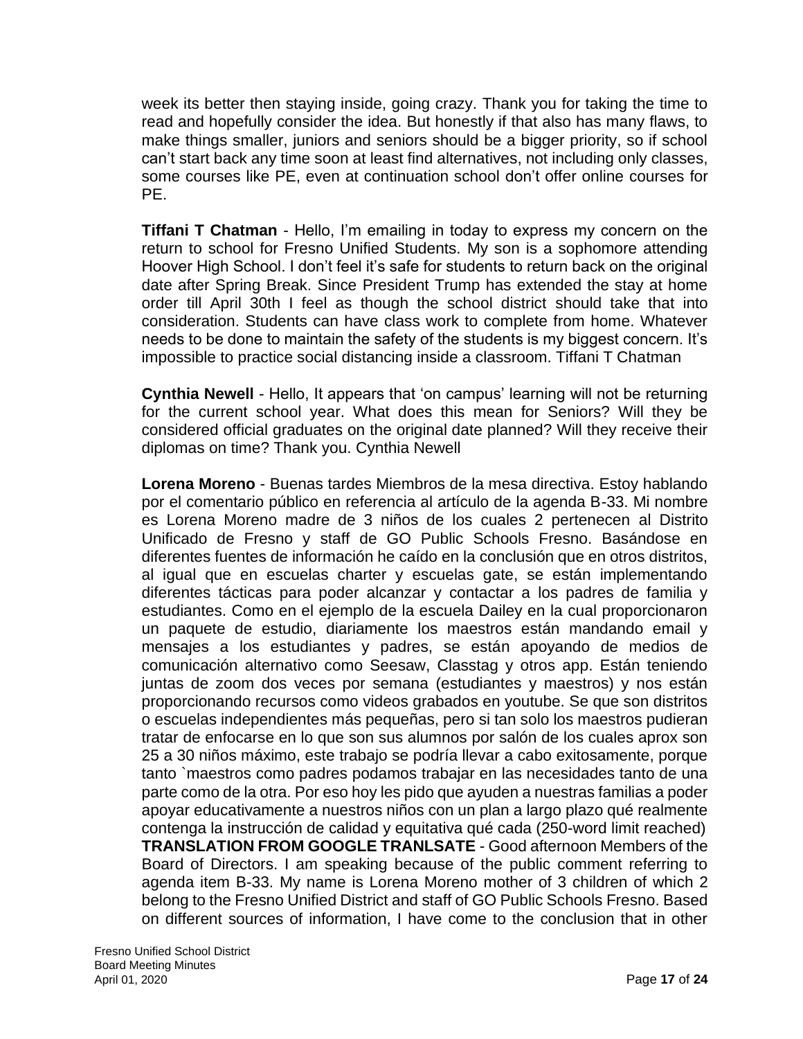week its better then staying inside, going crazy. Thank you for taking the time to read and hopefully consider the idea. But honestly if that also has many flaws, to make things smaller, juniors and seniors should be a bigger priority, so if school can't start back any time soon at least find alternatives, not including only classes, some courses like PE, even at continuation school don't offer online courses for PE.

**Tiffani T Chatman** - Hello, I'm emailing in today to express my concern on the return to school for Fresno Unified Students. My son is a sophomore attending Hoover High School. I don't feel it's safe for students to return back on the original date after Spring Break. Since President Trump has extended the stay at home order till April 30th I feel as though the school district should take that into consideration. Students can have class work to complete from home. Whatever needs to be done to maintain the safety of the students is my biggest concern. It's impossible to practice social distancing inside a classroom. Tiffani T Chatman

**Cynthia Newell** - Hello, It appears that 'on campus' learning will not be returning for the current school year. What does this mean for Seniors? Will they be considered official graduates on the original date planned? Will they receive their diplomas on time? Thank you. Cynthia Newell

**Lorena Moreno** - Buenas tardes Miembros de la mesa directiva. Estoy hablando por el comentario público en referencia al artículo de la agenda B-33. Mi nombre es Lorena Moreno madre de 3 niños de los cuales 2 pertenecen al Distrito Unificado de Fresno y staff de GO Public Schools Fresno. Basándose en diferentes fuentes de información he caído en la conclusión que en otros distritos, al igual que en escuelas charter y escuelas gate, se están implementando diferentes tácticas para poder alcanzar y contactar a los padres de familia y estudiantes. Como en el ejemplo de la escuela Dailey en la cual proporcionaron un paquete de estudio, diariamente los maestros están mandando email y mensajes a los estudiantes y padres, se están apoyando de medios de comunicación alternativo como Seesaw, Classtag y otros app. Están teniendo juntas de zoom dos veces por semana (estudiantes y maestros) y nos están proporcionando recursos como videos grabados en youtube. Se que son distritos o escuelas independientes más pequeñas, pero si tan solo los maestros pudieran tratar de enfocarse en lo que son sus alumnos por salón de los cuales aprox son 25 a 30 niños máximo, este trabajo se podría llevar a cabo exitosamente, porque tanto `maestros como padres podamos trabajar en las necesidades tanto de una parte como de la otra. Por eso hoy les pido que ayuden a nuestras familias a poder apoyar educativamente a nuestros niños con un plan a largo plazo qué realmente contenga la instrucción de calidad y equitativa qué cada (250-word limit reached)
**TRANSLATION FROM GOOGLE TRANLSATE** - Good afternoon Members of the Board of Directors. I am speaking because of the public comment referring to agenda item B-33. My name is Lorena Moreno mother of 3 children of which 2 belong to the Fresno Unified District and staff of GO Public Schools Fresno. Based on different sources of information, I have come to the conclusion that in other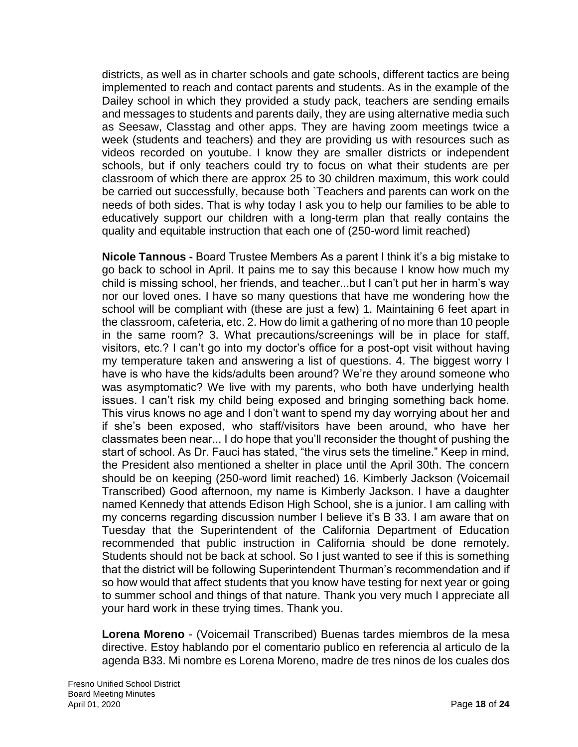districts, as well as in charter schools and gate schools, different tactics are being implemented to reach and contact parents and students. As in the example of the Dailey school in which they provided a study pack, teachers are sending emails and messages to students and parents daily, they are using alternative media such as Seesaw, Classtag and other apps. They are having zoom meetings twice a week (students and teachers) and they are providing us with resources such as videos recorded on youtube. I know they are smaller districts or independent schools, but if only teachers could try to focus on what their students are per classroom of which there are approx 25 to 30 children maximum, this work could be carried out successfully, because both `Teachers and parents can work on the needs of both sides. That is why today I ask you to help our families to be able to educatively support our children with a long-term plan that really contains the quality and equitable instruction that each one of (250-word limit reached)

**Nicole Tannous -** Board Trustee Members As a parent I think it's a big mistake to go back to school in April. It pains me to say this because I know how much my child is missing school, her friends, and teacher...but I can't put her in harm's way nor our loved ones. I have so many questions that have me wondering how the school will be compliant with (these are just a few) 1. Maintaining 6 feet apart in the classroom, cafeteria, etc. 2. How do limit a gathering of no more than 10 people in the same room? 3. What precautions/screenings will be in place for staff, visitors, etc.? I can't go into my doctor's office for a post-opt visit without having my temperature taken and answering a list of questions. 4. The biggest worry I have is who have the kids/adults been around? We're they around someone who was asymptomatic? We live with my parents, who both have underlying health issues. I can't risk my child being exposed and bringing something back home. This virus knows no age and I don't want to spend my day worrying about her and if she's been exposed, who staff/visitors have been around, who have her classmates been near... I do hope that you'll reconsider the thought of pushing the start of school. As Dr. Fauci has stated, "the virus sets the timeline." Keep in mind, the President also mentioned a shelter in place until the April 30th. The concern should be on keeping (250-word limit reached) 16. Kimberly Jackson (Voicemail Transcribed) Good afternoon, my name is Kimberly Jackson. I have a daughter named Kennedy that attends Edison High School, she is a junior. I am calling with my concerns regarding discussion number I believe it's B 33. I am aware that on Tuesday that the Superintendent of the California Department of Education recommended that public instruction in California should be done remotely. Students should not be back at school. So I just wanted to see if this is something that the district will be following Superintendent Thurman's recommendation and if so how would that affect students that you know have testing for next year or going to summer school and things of that nature. Thank you very much I appreciate all your hard work in these trying times. Thank you.

**Lorena Moreno** - (Voicemail Transcribed) Buenas tardes miembros de la mesa directive. Estoy hablando por el comentario publico en referencia al articulo de la agenda B33. Mi nombre es Lorena Moreno, madre de tres ninos de los cuales dos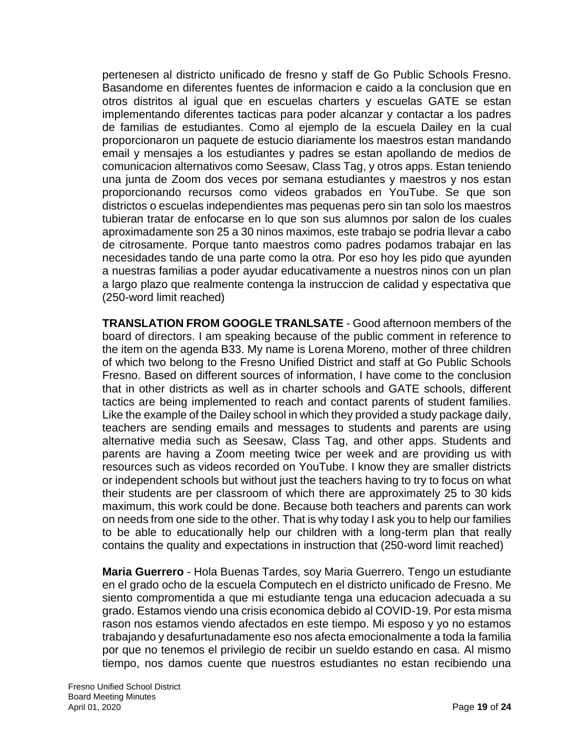pertenesen al districto unificado de fresno y staff de Go Public Schools Fresno. Basandome en diferentes fuentes de informacion e caido a la conclusion que en otros distritos al igual que en escuelas charters y escuelas GATE se estan implementando diferentes tacticas para poder alcanzar y contactar a los padres de familias de estudiantes. Como al ejemplo de la escuela Dailey en la cual proporcionaron un paquete de estucio diariamente los maestros estan mandando email y mensajes a los estudiantes y padres se estan apollando de medios de comunicacion alternativos como Seesaw, Class Tag, y otros apps. Estan teniendo una junta de Zoom dos veces por semana estudiantes y maestros y nos estan proporcionando recursos como videos grabados en YouTube. Se que son districtos o escuelas independientes mas pequenas pero sin tan solo los maestros tubieran tratar de enfocarse en lo que son sus alumnos por salon de los cuales aproximadamente son 25 a 30 ninos maximos, este trabajo se podria llevar a cabo de citrosamente. Porque tanto maestros como padres podamos trabajar en las necesidades tando de una parte como la otra. Por eso hoy les pido que ayunden a nuestras familias a poder ayudar educativamente a nuestros ninos con un plan a largo plazo que realmente contenga la instruccion de calidad y espectativa que (250-word limit reached)

**TRANSLATION FROM GOOGLE TRANLSATE** - Good afternoon members of the board of directors. I am speaking because of the public comment in reference to the item on the agenda B33. My name is Lorena Moreno, mother of three children of which two belong to the Fresno Unified District and staff at Go Public Schools Fresno. Based on different sources of information, I have come to the conclusion that in other districts as well as in charter schools and GATE schools, different tactics are being implemented to reach and contact parents of student families. Like the example of the Dailey school in which they provided a study package daily, teachers are sending emails and messages to students and parents are using alternative media such as Seesaw, Class Tag, and other apps. Students and parents are having a Zoom meeting twice per week and are providing us with resources such as videos recorded on YouTube. I know they are smaller districts or independent schools but without just the teachers having to try to focus on what their students are per classroom of which there are approximately 25 to 30 kids maximum, this work could be done. Because both teachers and parents can work on needs from one side to the other. That is why today I ask you to help our families to be able to educationally help our children with a long-term plan that really contains the quality and expectations in instruction that (250-word limit reached)

**Maria Guerrero** - Hola Buenas Tardes, soy Maria Guerrero. Tengo un estudiante en el grado ocho de la escuela Computech en el districto unificado de Fresno. Me siento compromentida a que mi estudiante tenga una educacion adecuada a su grado. Estamos viendo una crisis economica debido al COVID-19. Por esta misma rason nos estamos viendo afectados en este tiempo. Mi esposo y yo no estamos trabajando y desafurtunadamente eso nos afecta emocionalmente a toda la familia por que no tenemos el privilegio de recibir un sueldo estando en casa. Al mismo tiempo, nos damos cuente que nuestros estudiantes no estan recibiendo una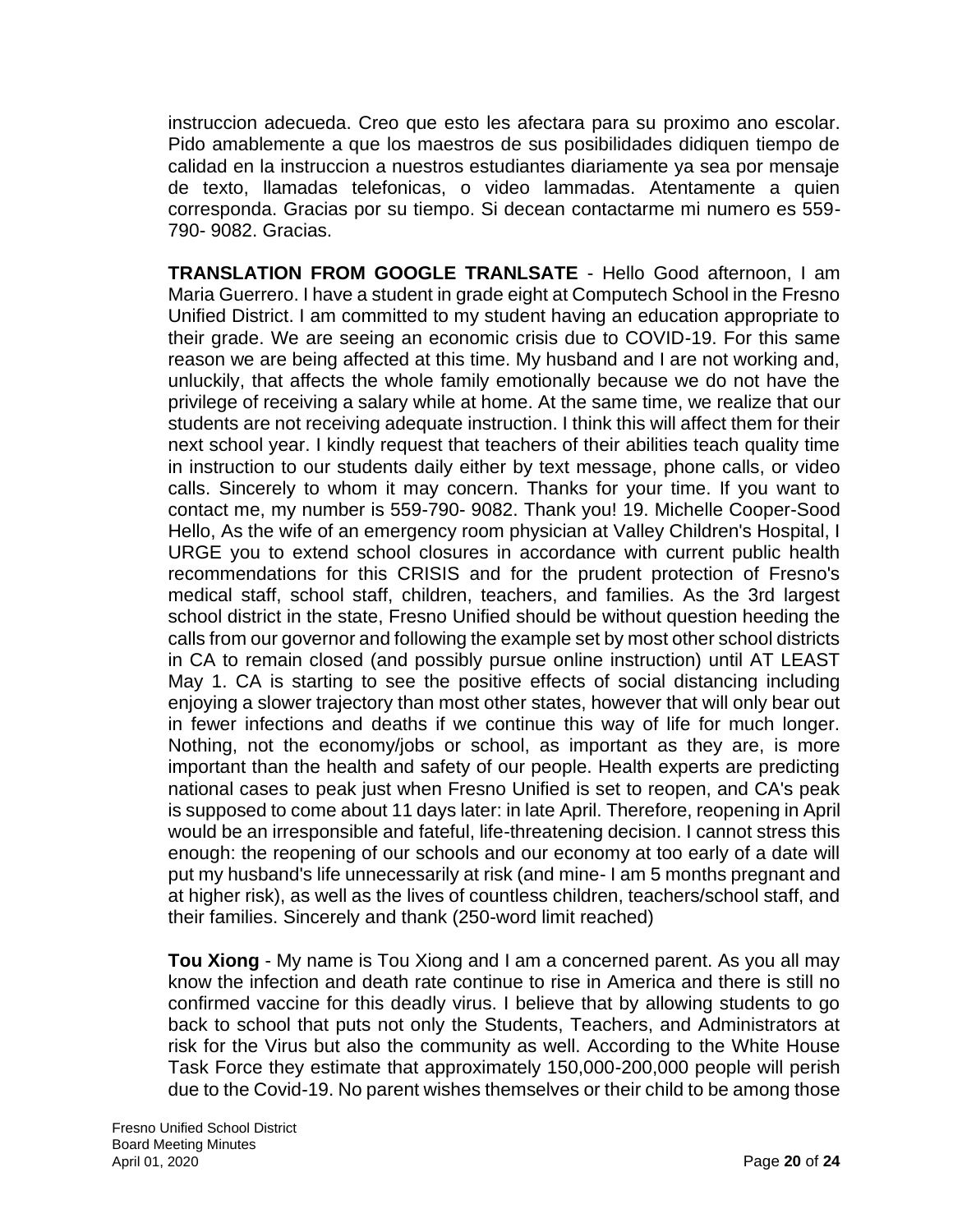instruccion adecueda. Creo que esto les afectara para su proximo ano escolar. Pido amablemente a que los maestros de sus posibilidades didiquen tiempo de calidad en la instruccion a nuestros estudiantes diariamente ya sea por mensaje de texto, llamadas telefonicas, o video lammadas. Atentamente a quien corresponda. Gracias por su tiempo. Si decean contactarme mi numero es 559-790- 9082. Gracias.

**TRANSLATION FROM GOOGLE TRANLSATE** - Hello Good afternoon, I am Maria Guerrero. I have a student in grade eight at Computech School in the Fresno Unified District. I am committed to my student having an education appropriate to their grade. We are seeing an economic crisis due to COVID-19. For this same reason we are being affected at this time. My husband and I are not working and, unluckily, that affects the whole family emotionally because we do not have the privilege of receiving a salary while at home. At the same time, we realize that our students are not receiving adequate instruction. I think this will affect them for their next school year. I kindly request that teachers of their abilities teach quality time in instruction to our students daily either by text message, phone calls, or video calls. Sincerely to whom it may concern. Thanks for your time. If you want to contact me, my number is 559-790- 9082. Thank you! 19. Michelle Cooper-Sood Hello, As the wife of an emergency room physician at Valley Children's Hospital, I URGE you to extend school closures in accordance with current public health recommendations for this CRISIS and for the prudent protection of Fresno's medical staff, school staff, children, teachers, and families. As the 3rd largest school district in the state, Fresno Unified should be without question heeding the calls from our governor and following the example set by most other school districts in CA to remain closed (and possibly pursue online instruction) until AT LEAST May 1. CA is starting to see the positive effects of social distancing including enjoying a slower trajectory than most other states, however that will only bear out in fewer infections and deaths if we continue this way of life for much longer. Nothing, not the economy/jobs or school, as important as they are, is more important than the health and safety of our people. Health experts are predicting national cases to peak just when Fresno Unified is set to reopen, and CA's peak is supposed to come about 11 days later: in late April. Therefore, reopening in April would be an irresponsible and fateful, life-threatening decision. I cannot stress this enough: the reopening of our schools and our economy at too early of a date will put my husband's life unnecessarily at risk (and mine- I am 5 months pregnant and at higher risk), as well as the lives of countless children, teachers/school staff, and their families. Sincerely and thank (250-word limit reached)

**Tou Xiong** - My name is Tou Xiong and I am a concerned parent. As you all may know the infection and death rate continue to rise in America and there is still no confirmed vaccine for this deadly virus. I believe that by allowing students to go back to school that puts not only the Students, Teachers, and Administrators at risk for the Virus but also the community as well. According to the White House Task Force they estimate that approximately 150,000-200,000 people will perish due to the Covid-19. No parent wishes themselves or their child to be among those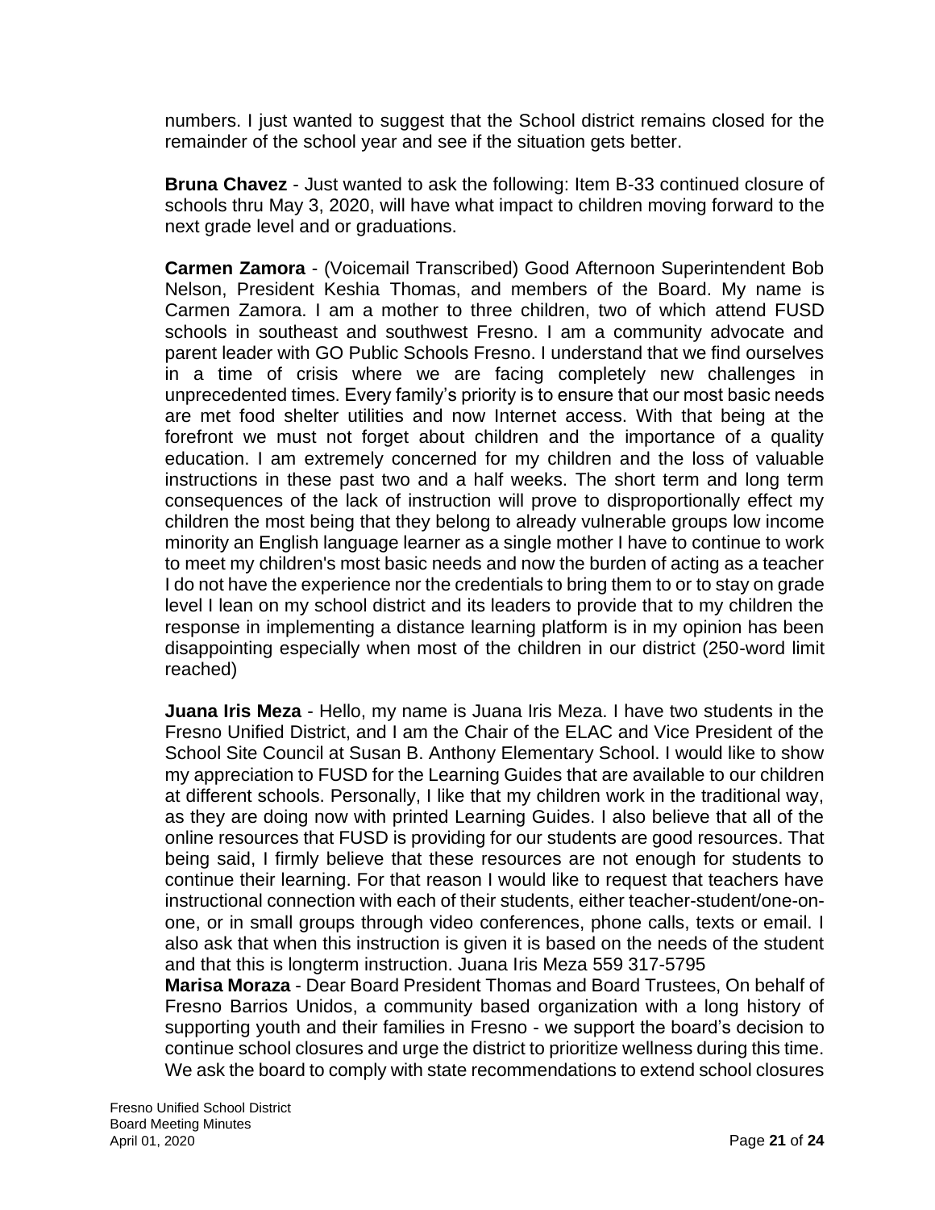numbers. I just wanted to suggest that the School district remains closed for the remainder of the school year and see if the situation gets better.

**Bruna Chavez** - Just wanted to ask the following: Item B-33 continued closure of schools thru May 3, 2020, will have what impact to children moving forward to the next grade level and or graduations.

**Carmen Zamora** - (Voicemail Transcribed) Good Afternoon Superintendent Bob Nelson, President Keshia Thomas, and members of the Board. My name is Carmen Zamora. I am a mother to three children, two of which attend FUSD schools in southeast and southwest Fresno. I am a community advocate and parent leader with GO Public Schools Fresno. I understand that we find ourselves in a time of crisis where we are facing completely new challenges in unprecedented times. Every family's priority is to ensure that our most basic needs are met food shelter utilities and now Internet access. With that being at the forefront we must not forget about children and the importance of a quality education. I am extremely concerned for my children and the loss of valuable instructions in these past two and a half weeks. The short term and long term consequences of the lack of instruction will prove to disproportionally effect my children the most being that they belong to already vulnerable groups low income minority an English language learner as a single mother I have to continue to work to meet my children's most basic needs and now the burden of acting as a teacher I do not have the experience nor the credentials to bring them to or to stay on grade level I lean on my school district and its leaders to provide that to my children the response in implementing a distance learning platform is in my opinion has been disappointing especially when most of the children in our district (250-word limit reached)

**Juana Iris Meza** - Hello, my name is Juana Iris Meza. I have two students in the Fresno Unified District, and I am the Chair of the ELAC and Vice President of the School Site Council at Susan B. Anthony Elementary School. I would like to show my appreciation to FUSD for the Learning Guides that are available to our children at different schools. Personally, I like that my children work in the traditional way, as they are doing now with printed Learning Guides. I also believe that all of the online resources that FUSD is providing for our students are good resources. That being said, I firmly believe that these resources are not enough for students to continue their learning. For that reason I would like to request that teachers have instructional connection with each of their students, either teacher-student/one-on-one, or in small groups through video conferences, phone calls, texts or email. I also ask that when this instruction is given it is based on the needs of the student and that this is longterm instruction. Juana Iris Meza 559 317-5795

**Marisa Moraza** - Dear Board President Thomas and Board Trustees, On behalf of Fresno Barrios Unidos, a community based organization with a long history of supporting youth and their families in Fresno - we support the board's decision to continue school closures and urge the district to prioritize wellness during this time. We ask the board to comply with state recommendations to extend school closures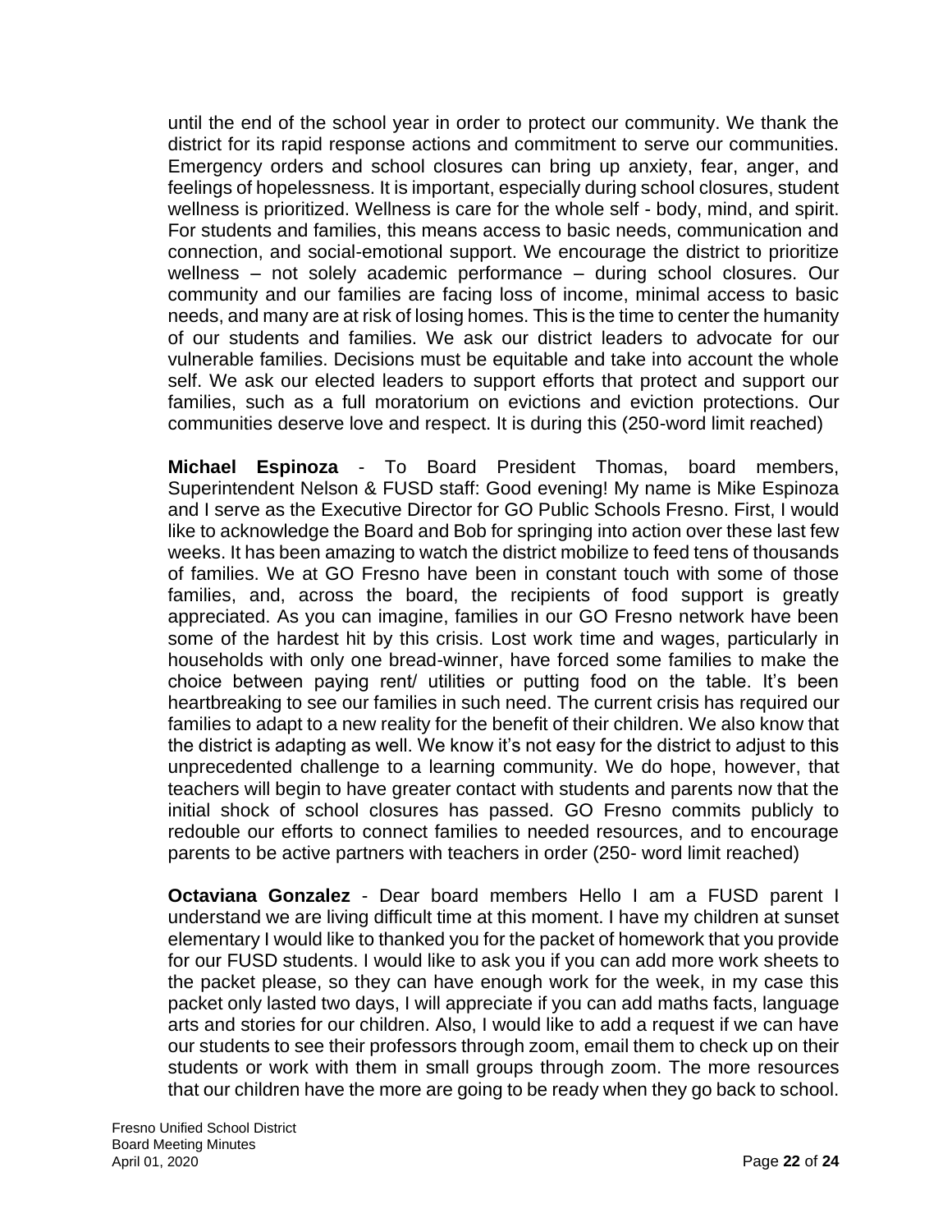until the end of the school year in order to protect our community. We thank the district for its rapid response actions and commitment to serve our communities. Emergency orders and school closures can bring up anxiety, fear, anger, and feelings of hopelessness. It is important, especially during school closures, student wellness is prioritized. Wellness is care for the whole self - body, mind, and spirit. For students and families, this means access to basic needs, communication and connection, and social-emotional support. We encourage the district to prioritize wellness – not solely academic performance – during school closures. Our community and our families are facing loss of income, minimal access to basic needs, and many are at risk of losing homes. This is the time to center the humanity of our students and families. We ask our district leaders to advocate for our vulnerable families. Decisions must be equitable and take into account the whole self. We ask our elected leaders to support efforts that protect and support our families, such as a full moratorium on evictions and eviction protections. Our communities deserve love and respect. It is during this (250-word limit reached)

**Michael Espinoza** - To Board President Thomas, board members, Superintendent Nelson & FUSD staff: Good evening! My name is Mike Espinoza and I serve as the Executive Director for GO Public Schools Fresno. First, I would like to acknowledge the Board and Bob for springing into action over these last few weeks. It has been amazing to watch the district mobilize to feed tens of thousands of families. We at GO Fresno have been in constant touch with some of those families, and, across the board, the recipients of food support is greatly appreciated. As you can imagine, families in our GO Fresno network have been some of the hardest hit by this crisis. Lost work time and wages, particularly in households with only one bread-winner, have forced some families to make the choice between paying rent/ utilities or putting food on the table. It's been heartbreaking to see our families in such need. The current crisis has required our families to adapt to a new reality for the benefit of their children. We also know that the district is adapting as well. We know it's not easy for the district to adjust to this unprecedented challenge to a learning community. We do hope, however, that teachers will begin to have greater contact with students and parents now that the initial shock of school closures has passed. GO Fresno commits publicly to redouble our efforts to connect families to needed resources, and to encourage parents to be active partners with teachers in order (250- word limit reached)

**Octaviana Gonzalez** - Dear board members Hello I am a FUSD parent I understand we are living difficult time at this moment. I have my children at sunset elementary I would like to thanked you for the packet of homework that you provide for our FUSD students. I would like to ask you if you can add more work sheets to the packet please, so they can have enough work for the week, in my case this packet only lasted two days, I will appreciate if you can add maths facts, language arts and stories for our children. Also, I would like to add a request if we can have our students to see their professors through zoom, email them to check up on their students or work with them in small groups through zoom. The more resources that our children have the more are going to be ready when they go back to school.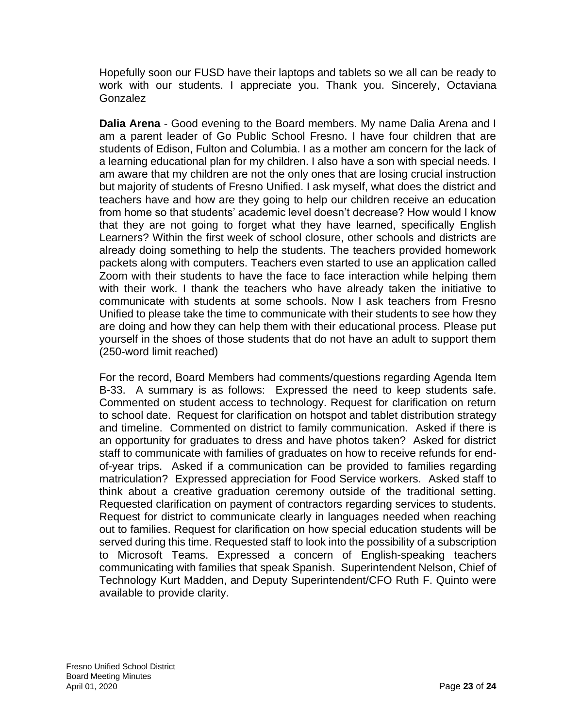Hopefully soon our FUSD have their laptops and tablets so we all can be ready to work with our students. I appreciate you. Thank you. Sincerely, Octaviana Gonzalez

**Dalia Arena** - Good evening to the Board members. My name Dalia Arena and I am a parent leader of Go Public School Fresno. I have four children that are students of Edison, Fulton and Columbia. I as a mother am concern for the lack of a learning educational plan for my children. I also have a son with special needs. I am aware that my children are not the only ones that are losing crucial instruction but majority of students of Fresno Unified. I ask myself, what does the district and teachers have and how are they going to help our children receive an education from home so that students' academic level doesn't decrease? How would I know that they are not going to forget what they have learned, specifically English Learners? Within the first week of school closure, other schools and districts are already doing something to help the students. The teachers provided homework packets along with computers. Teachers even started to use an application called Zoom with their students to have the face to face interaction while helping them with their work. I thank the teachers who have already taken the initiative to communicate with students at some schools. Now I ask teachers from Fresno Unified to please take the time to communicate with their students to see how they are doing and how they can help them with their educational process. Please put yourself in the shoes of those students that do not have an adult to support them (250-word limit reached)

For the record, Board Members had comments/questions regarding Agenda Item B-33. A summary is as follows: Expressed the need to keep students safe. Commented on student access to technology. Request for clarification on return to school date. Request for clarification on hotspot and tablet distribution strategy and timeline. Commented on district to family communication. Asked if there is an opportunity for graduates to dress and have photos taken? Asked for district staff to communicate with families of graduates on how to receive refunds for end-of-year trips. Asked if a communication can be provided to families regarding matriculation? Expressed appreciation for Food Service workers. Asked staff to think about a creative graduation ceremony outside of the traditional setting. Requested clarification on payment of contractors regarding services to students. Request for district to communicate clearly in languages needed when reaching out to families. Request for clarification on how special education students will be served during this time. Requested staff to look into the possibility of a subscription to Microsoft Teams. Expressed a concern of English-speaking teachers communicating with families that speak Spanish. Superintendent Nelson, Chief of Technology Kurt Madden, and Deputy Superintendent/CFO Ruth F. Quinto were available to provide clarity.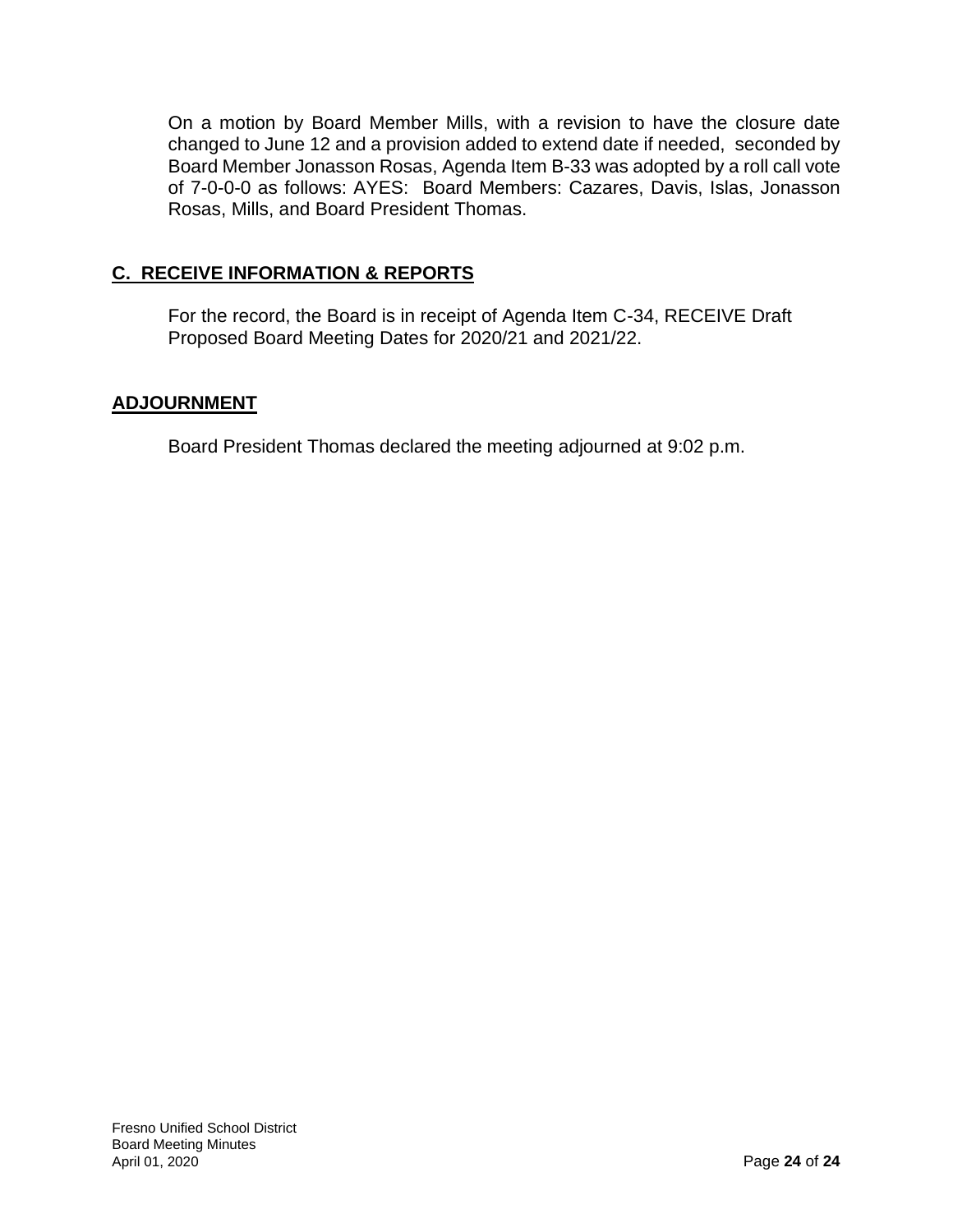On a motion by Board Member Mills, with a revision to have the closure date changed to June 12 and a provision added to extend date if needed, seconded by Board Member Jonasson Rosas, Agenda Item B-33 was adopted by a roll call vote of 7-0-0-0 as follows: AYES: Board Members: Cazares, Davis, Islas, Jonasson Rosas, Mills, and Board President Thomas.

## C. RECEIVE INFORMATION & REPORTS

For the record, the Board is in receipt of Agenda Item C-34, RECEIVE Draft Proposed Board Meeting Dates for 2020/21 and 2021/22.

## ADJOURNMENT

Board President Thomas declared the meeting adjourned at 9:02 p.m.